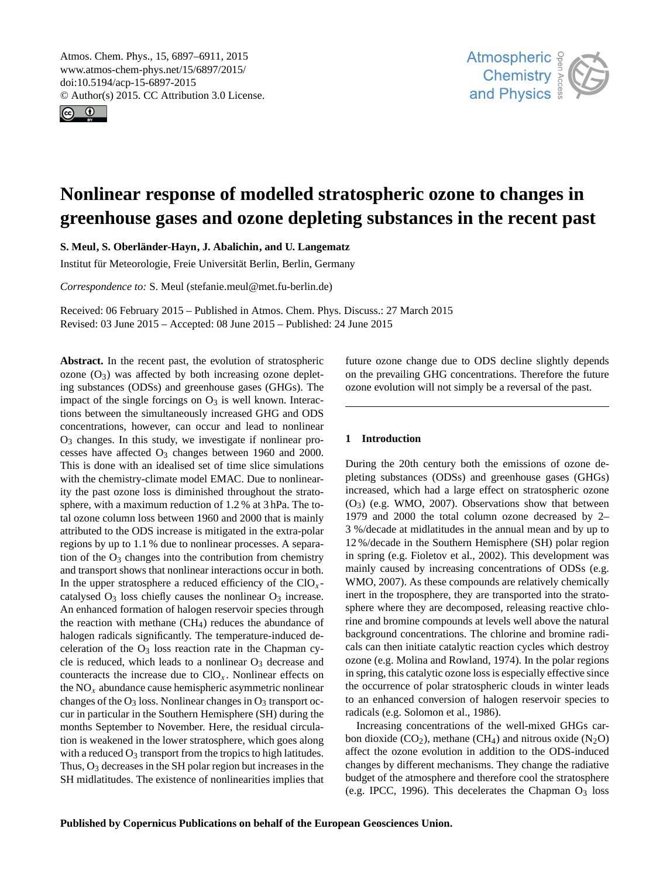# Nonlinear response of modelled stratospheric ozone to changes in greenhouse gases and ozone depleting substances in the recent past

**S. Meul, S. Oberländer-Hayn, J. Abalichin, and U. Langematz**

Institut für Meteorologie, Freie Universität Berlin, Berlin, Germany

*Correspondence to:* S. Meul (stefanie.meul@met.fu-berlin.de)

Received: 06 February 2015 – Published in Atmos. Chem. Phys. Discuss.: 27 March 2015
Revised: 03 June 2015 – Accepted: 08 June 2015 – Published: 24 June 2015

**Abstract.** In the recent past, the evolution of stratospheric ozone ($O_3$) was affected by both increasing ozone depleting substances (ODSs) and greenhouse gases (GHGs). The impact of the single forcings on $O_3$ is well known. Interactions between the simultaneously increased GHG and ODS concentrations, however, can occur and lead to nonlinear $O_3$ changes. In this study, we investigate if nonlinear processes have affected $O_3$ changes between 1960 and 2000. This is done with an idealised set of time slice simulations with the chemistry-climate model EMAC. Due to nonlinearity the past ozone loss is diminished throughout the stratosphere, with a maximum reduction of 1.2 % at 3 hPa. The total ozone column loss between 1960 and 2000 that is mainly attributed to the ODS increase is mitigated in the extra-polar regions by up to 1.1 % due to nonlinear processes. A separation of the $O_3$ changes into the contribution from chemistry and transport shows that nonlinear interactions occur in both. In the upper stratosphere a reduced efficiency of the $ClO_x$-catalysed $O_3$ loss chiefly causes the nonlinear $O_3$ increase. An enhanced formation of halogen reservoir species through the reaction with methane ($CH_4$) reduces the abundance of halogen radicals significantly. The temperature-induced deceleration of the $O_3$ loss reaction rate in the Chapman cycle is reduced, which leads to a nonlinear $O_3$ decrease and counteracts the increase due to $ClO_x$. Nonlinear effects on the $NO_x$ abundance cause hemispheric asymmetric nonlinear changes of the $O_3$ loss. Nonlinear changes in $O_3$ transport occur in particular in the Southern Hemisphere (SH) during the months September to November. Here, the residual circulation is weakened in the lower stratosphere, which goes along with a reduced $O_3$ transport from the tropics to high latitudes. Thus, $O_3$ decreases in the SH polar region but increases in the SH midlatitudes. The existence of nonlinearities implies that future ozone change due to ODS decline slightly depends on the prevailing GHG concentrations. Therefore the future ozone evolution will not simply be a reversal of the past.

## 1 Introduction

During the 20th century both the emissions of ozone depleting substances (ODSs) and greenhouse gases (GHGs) increased, which had a large effect on stratospheric ozone ($O_3$) (e.g. WMO, 2007). Observations show that between 1979 and 2000 the total column ozone decreased by 2–3 %/decade at midlatitudes in the annual mean and by up to 12 %/decade in the Southern Hemisphere (SH) polar region in spring (e.g. Fioletov et al., 2002). This development was mainly caused by increasing concentrations of ODSs (e.g. WMO, 2007). As these compounds are relatively chemically inert in the troposphere, they are transported into the stratosphere where they are decomposed, releasing reactive chlorine and bromine compounds at levels well above the natural background concentrations. The chlorine and bromine radicals can then initiate catalytic reaction cycles which destroy ozone (e.g. Molina and Rowland, 1974). In the polar regions in spring, this catalytic ozone loss is especially effective since the occurrence of polar stratospheric clouds in winter leads to an enhanced conversion of halogen reservoir species to radicals (e.g. Solomon et al., 1986).

Increasing concentrations of the well-mixed GHGs carbon dioxide ($CO_2$), methane ($CH_4$) and nitrous oxide ($N_2O$) affect the ozone evolution in addition to the ODS-induced changes by different mechanisms. They change the radiative budget of the atmosphere and therefore cool the stratosphere (e.g. IPCC, 1996). This decelerates the Chapman $O_3$ loss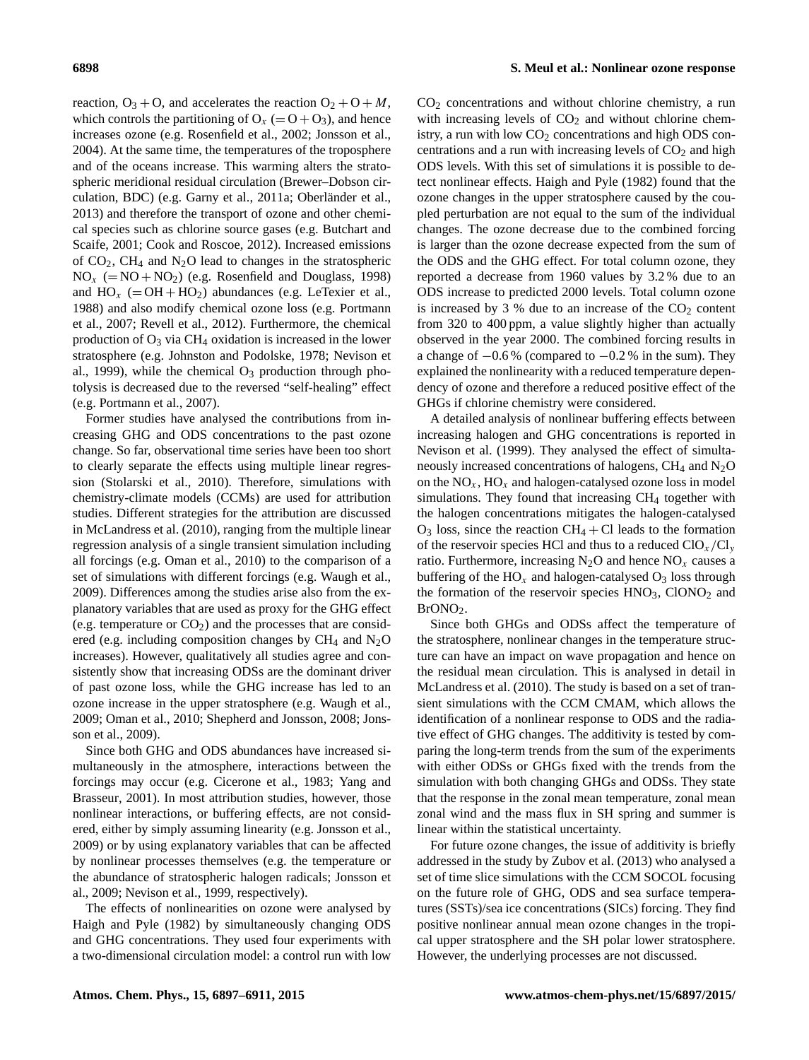reaction, $O_3 + O$, and accelerates the reaction $O_2 + O + M$, which controls the partitioning of $O_x$ ($= O + O_3$), and hence increases ozone (e.g. Rosenfield et al., 2002; Jonsson et al., 2004). At the same time, the temperatures of the troposphere and of the oceans increase. This warming alters the stratospheric meridional residual circulation (Brewer–Dobson circulation, BDC) (e.g. Garny et al., 2011a; Oberländer et al., 2013) and therefore the transport of ozone and other chemical species such as chlorine source gases (e.g. Butchart and Scaife, 2001; Cook and Roscoe, 2012). Increased emissions of $CO_2$, $CH_4$ and $N_2O$ lead to changes in the stratospheric $NO_x$ ($= NO + NO_2$) (e.g. Rosenfield and Douglass, 1998) and $HO_x$ ($= OH + HO_2$) abundances (e.g. LeTexier et al., 1988) and also modify chemical ozone loss (e.g. Portmann et al., 2007; Revell et al., 2012). Furthermore, the chemical production of $O_3$ via $CH_4$ oxidation is increased in the lower stratosphere (e.g. Johnston and Podolske, 1978; Nevison et al., 1999), while the chemical $O_3$ production through photolysis is decreased due to the reversed "self-healing" effect (e.g. Portmann et al., 2007).

Former studies have analysed the contributions from increasing GHG and ODS concentrations to the past ozone change. So far, observational time series have been too short to clearly separate the effects using multiple linear regression (Stolarski et al., 2010). Therefore, simulations with chemistry-climate models (CCMs) are used for attribution studies. Different strategies for the attribution are discussed in McLandress et al. (2010), ranging from the multiple linear regression analysis of a single transient simulation including all forcings (e.g. Oman et al., 2010) to the comparison of a set of simulations with different forcings (e.g. Waugh et al., 2009). Differences among the studies arise also from the explanatory variables that are used as proxy for the GHG effect (e.g. temperature or $CO_2$) and the processes that are considered (e.g. including composition changes by $CH_4$ and $N_2O$ increases). However, qualitatively all studies agree and consistently show that increasing ODSs are the dominant driver of past ozone loss, while the GHG increase has led to an ozone increase in the upper stratosphere (e.g. Waugh et al., 2009; Oman et al., 2010; Shepherd and Jonsson, 2008; Jonsson et al., 2009).

Since both GHG and ODS abundances have increased simultaneously in the atmosphere, interactions between the forcings may occur (e.g. Cicerone et al., 1983; Yang and Brasseur, 2001). In most attribution studies, however, those nonlinear interactions, or buffering effects, are not considered, either by simply assuming linearity (e.g. Jonsson et al., 2009) or by using explanatory variables that can be affected by nonlinear processes themselves (e.g. the temperature or the abundance of stratospheric halogen radicals; Jonsson et al., 2009; Nevison et al., 1999, respectively).

The effects of nonlinearities on ozone were analysed by Haigh and Pyle (1982) by simultaneously changing ODS and GHG concentrations. They used four experiments with a two-dimensional circulation model: a control run with low $CO_2$ concentrations and without chlorine chemistry, a run with increasing levels of $CO_2$ and without chlorine chemistry, a run with low $CO_2$ concentrations and high ODS concentrations and a run with increasing levels of $CO_2$ and high ODS levels. With this set of simulations it is possible to detect nonlinear effects. Haigh and Pyle (1982) found that the ozone changes in the upper stratosphere caused by the coupled perturbation are not equal to the sum of the individual changes. The ozone decrease due to the combined forcing is larger than the ozone decrease expected from the sum of the ODS and the GHG effect. For total column ozone, they reported a decrease from 1960 values by 3.2 % due to an ODS increase to predicted 2000 levels. Total column ozone is increased by 3 % due to an increase of the $CO_2$ content from 320 to 400 ppm, a value slightly higher than actually observed in the year 2000. The combined forcing results in a change of −0.6 % (compared to −0.2 % in the sum). They explained the nonlinearity with a reduced temperature dependency of ozone and therefore a reduced positive effect of the GHGs if chlorine chemistry were considered.

A detailed analysis of nonlinear buffering effects between increasing halogen and GHG concentrations is reported in Nevison et al. (1999). They analysed the effect of simultaneously increased concentrations of halogens, $CH_4$ and $N_2O$ on the $NO_x$, $HO_x$ and halogen-catalysed ozone loss in model simulations. They found that increasing $CH_4$ together with the halogen concentrations mitigates the halogen-catalysed $O_3$ loss, since the reaction $CH_4 + Cl$ leads to the formation of the reservoir species HCl and thus to a reduced $ClO_x/Cl_y$ ratio. Furthermore, increasing $N_2O$ and hence $NO_x$ causes a buffering of the $HO_x$ and halogen-catalysed $O_3$ loss through the formation of the reservoir species $HNO_3$, $ClONO_2$ and $BrONO_2$.

Since both GHGs and ODSs affect the temperature of the stratosphere, nonlinear changes in the temperature structure can have an impact on wave propagation and hence on the residual mean circulation. This is analysed in detail in McLandress et al. (2010). The study is based on a set of transient simulations with the CCM CMAM, which allows the identification of a nonlinear response to ODS and the radiative effect of GHG changes. The additivity is tested by comparing the long-term trends from the sum of the experiments with either ODSs or GHGs fixed with the trends from the simulation with both changing GHGs and ODSs. They state that the response in the zonal mean temperature, zonal mean zonal wind and the mass flux in SH spring and summer is linear within the statistical uncertainty.

For future ozone changes, the issue of additivity is briefly addressed in the study by Zubov et al. (2013) who analysed a set of time slice simulations with the CCM SOCOL focusing on the future role of GHG, ODS and sea surface temperatures (SSTs)/sea ice concentrations (SICs) forcing. They find positive nonlinear annual mean ozone changes in the tropical upper stratosphere and the SH polar lower stratosphere. However, the underlying processes are not discussed.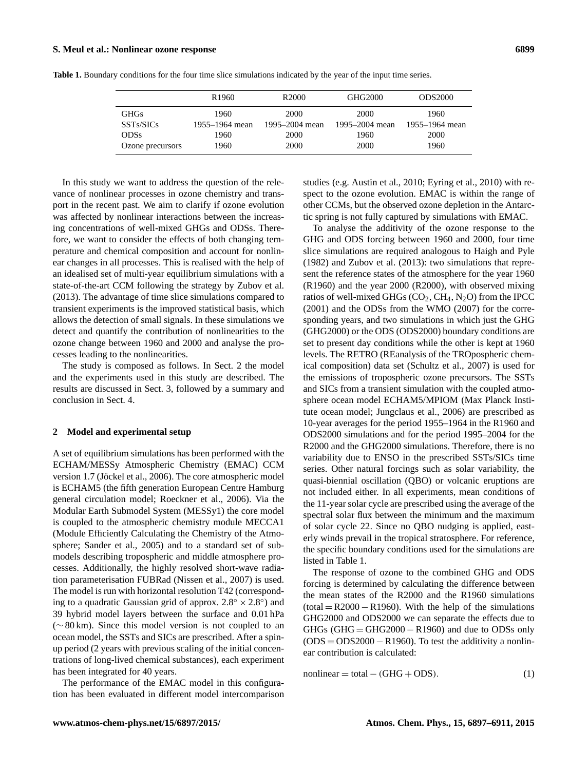**Table 1.** Boundary conditions for the four time slice simulations indicated by the year of the input time series.

| | R1960 | R2000 | GHG2000 | ODS2000 |
|---|---|---|---|---|
| GHGs | 1960 | 2000 | 2000 | 1960 |
| SSTs/SICs | 1955–1964 mean | 1995–2004 mean | 1995–2004 mean | 1955–1964 mean |
| ODSs | 1960 | 2000 | 1960 | 2000 |
| Ozone precursors | 1960 | 2000 | 2000 | 1960 |

In this study we want to address the question of the relevance of nonlinear processes in ozone chemistry and transport in the recent past. We aim to clarify if ozone evolution was affected by nonlinear interactions between the increasing concentrations of well-mixed GHGs and ODSs. Therefore, we want to consider the effects of both changing temperature and chemical composition and account for nonlinear changes in all processes. This is realised with the help of an idealised set of multi-year equilibrium simulations with a state-of-the-art CCM following the strategy by Zubov et al. (2013). The advantage of time slice simulations compared to transient experiments is the improved statistical basis, which allows the detection of small signals. In these simulations we detect and quantify the contribution of nonlinearities to the ozone change between 1960 and 2000 and analyse the processes leading to the nonlinearities.

The study is composed as follows. In Sect. 2 the model and the experiments used in this study are described. The results are discussed in Sect. 3, followed by a summary and conclusion in Sect. 4.

## 2 Model and experimental setup

A set of equilibrium simulations has been performed with the ECHAM/MESSy Atmospheric Chemistry (EMAC) CCM version 1.7 (Jöckel et al., 2006). The core atmospheric model is ECHAM5 (the fifth generation European Centre Hamburg general circulation model; Roeckner et al., 2006). Via the Modular Earth Submodel System (MESSy1) the core model is coupled to the atmospheric chemistry module MECCA1 (Module Efficiently Calculating the Chemistry of the Atmosphere; Sander et al., 2005) and to a standard set of submodels describing tropospheric and middle atmosphere processes. Additionally, the highly resolved short-wave radiation parameterisation FUBRad (Nissen et al., 2007) is used. The model is run with horizontal resolution T42 (corresponding to a quadratic Gaussian grid of approx. $2.8^\circ \times 2.8^\circ$) and 39 hybrid model layers between the surface and 0.01 hPa ($\sim$ 80 km). Since this model version is not coupled to an ocean model, the SSTs and SICs are prescribed. After a spin-up period (2 years with previous scaling of the initial concentrations of long-lived chemical substances), each experiment has been integrated for 40 years.

The performance of the EMAC model in this configuration has been evaluated in different model intercomparison studies (e.g. Austin et al., 2010; Eyring et al., 2010) with respect to the ozone evolution. EMAC is within the range of other CCMs, but the observed ozone depletion in the Antarctic spring is not fully captured by simulations with EMAC.

To analyse the additivity of the ozone response to the GHG and ODS forcing between 1960 and 2000, four time slice simulations are required analogous to Haigh and Pyle (1982) and Zubov et al. (2013): two simulations that represent the reference states of the atmosphere for the year 1960 (R1960) and the year 2000 (R2000), with observed mixing ratios of well-mixed GHGs ($CO_2$, $CH_4$, $N_2O$) from the IPCC (2001) and the ODSs from the WMO (2007) for the corresponding years, and two simulations in which just the GHG (GHG2000) or the ODS (ODS2000) boundary conditions are set to present day conditions while the other is kept at 1960 levels. The RETRO (REanalysis of the TROpospheric chemical composition) data set (Schultz et al., 2007) is used for the emissions of tropospheric ozone precursors. The SSTs and SICs from a transient simulation with the coupled atmosphere ocean model ECHAM5/MPIOM (Max Planck Institute ocean model; Jungclaus et al., 2006) are prescribed as 10-year averages for the period 1955–1964 in the R1960 and ODS2000 simulations and for the period 1995–2004 for the R2000 and the GHG2000 simulations. Therefore, there is no variability due to ENSO in the prescribed SSTs/SICs time series. Other natural forcings such as solar variability, the quasi-biennial oscillation (QBO) or volcanic eruptions are not included either. In all experiments, mean conditions of the 11-year solar cycle are prescribed using the average of the spectral solar flux between the minimum and the maximum of solar cycle 22. Since no QBO nudging is applied, easterly winds prevail in the tropical stratosphere. For reference, the specific boundary conditions used for the simulations are listed in Table 1.

The response of ozone to the combined GHG and ODS forcing is determined by calculating the difference between the mean states of the R2000 and the R1960 simulations (total = R2000 − R1960). With the help of the simulations GHG2000 and ODS2000 we can separate the effects due to GHGs (GHG = GHG2000 − R1960) and due to ODSs only (ODS = ODS2000 − R1960). To test the additivity a nonlinear contribution is calculated:

$$\text{nonlinear} = \text{total} - (\text{GHG} + \text{ODS}). \tag{1}$$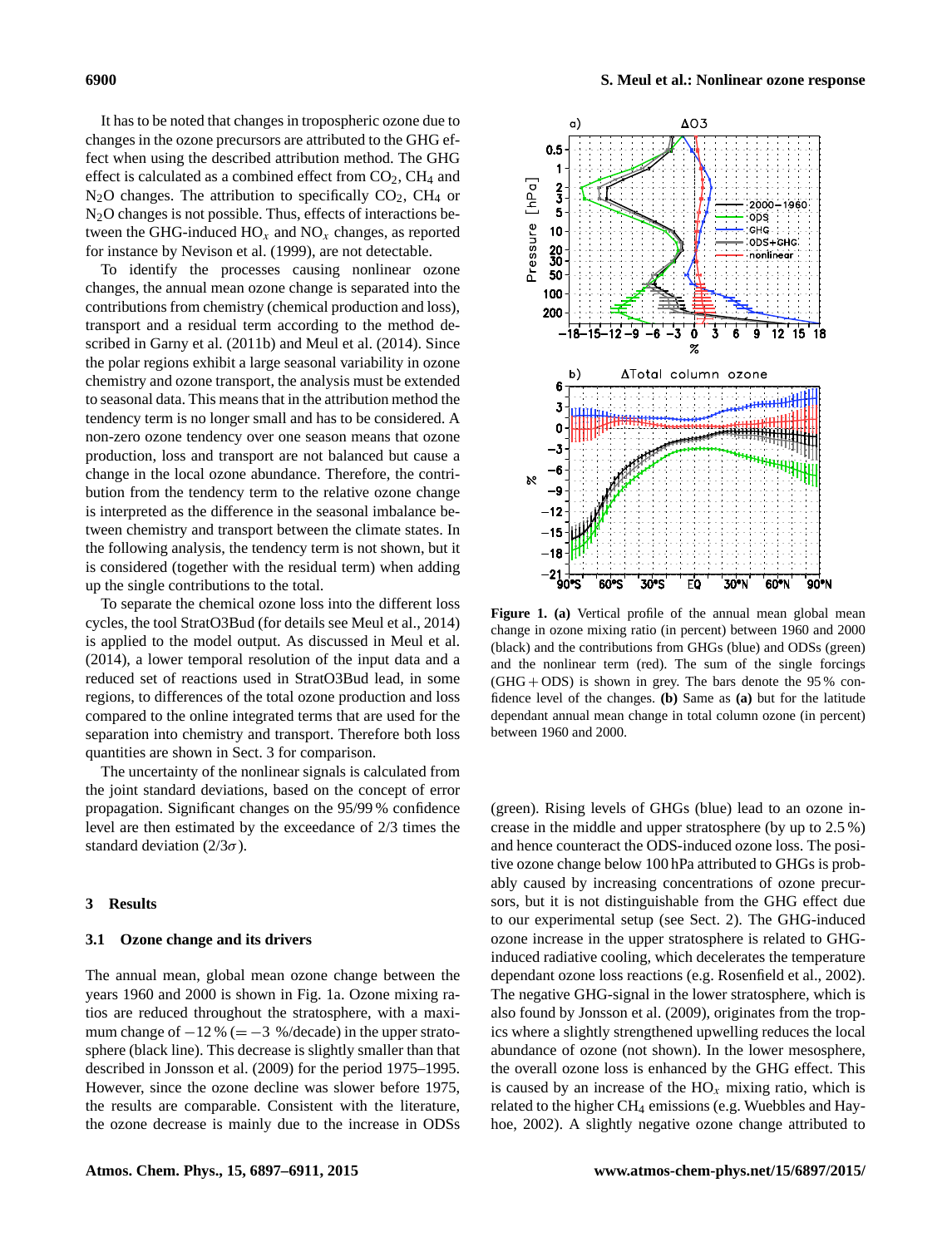It has to be noted that changes in tropospheric ozone due to changes in the ozone precursors are attributed to the GHG effect when using the described attribution method. The GHG effect is calculated as a combined effect from $CO_2$, $CH_4$ and $N_2O$ changes. The attribution to specifically $CO_2$, $CH_4$ or $N_2O$ changes is not possible. Thus, effects of interactions between the GHG-induced $HO_x$ and $NO_x$ changes, as reported for instance by Nevison et al. (1999), are not detectable.

To identify the processes causing nonlinear ozone changes, the annual mean ozone change is separated into the contributions from chemistry (chemical production and loss), transport and a residual term according to the method described in Garny et al. (2011b) and Meul et al. (2014). Since the polar regions exhibit a large seasonal variability in ozone chemistry and ozone transport, the analysis must be extended to seasonal data. This means that in the attribution method the tendency term is no longer small and has to be considered. A non-zero ozone tendency over one season means that ozone production, loss and transport are not balanced but cause a change in the local ozone abundance. Therefore, the contribution from the tendency term to the relative ozone change is interpreted as the difference in the seasonal imbalance between chemistry and transport between the climate states. In the following analysis, the tendency term is not shown, but it is considered (together with the residual term) when adding up the single contributions to the total.

To separate the chemical ozone loss into the different loss cycles, the tool StratO3Bud (for details see Meul et al., 2014) is applied to the model output. As discussed in Meul et al. (2014), a lower temporal resolution of the input data and a reduced set of reactions used in StratO3Bud lead, in some regions, to differences of the total ozone production and loss compared to the online integrated terms that are used for the separation into chemistry and transport. Therefore both loss quantities are shown in Sect. 3 for comparison.

The uncertainty of the nonlinear signals is calculated from the joint standard deviations, based on the concept of error propagation. Significant changes on the 95/99 % confidence level are then estimated by the exceedance of 2/3 times the standard deviation ($2/3\sigma$).

## 3 Results

### 3.1 Ozone change and its drivers

The annual mean, global mean ozone change between the years 1960 and 2000 is shown in Fig. 1a. Ozone mixing ratios are reduced throughout the stratosphere, with a maximum change of −12 % (= −3 %/decade) in the upper stratosphere (black line). This decrease is slightly smaller than that described in Jonsson et al. (2009) for the period 1975–1995. However, since the ozone decline was slower before 1975, the results are comparable. Consistent with the literature, the ozone decrease is mainly due to the increase in ODSs (green). Rising levels of GHGs (blue) lead to an ozone increase in the middle and upper stratosphere (by up to 2.5 %) and hence counteract the ODS-induced ozone loss. The positive ozone change below 100 hPa attributed to GHGs is probably caused by increasing concentrations of ozone precursors, but it is not distinguishable from the GHG effect due to our experimental setup (see Sect. 2). The GHG-induced ozone increase in the upper stratosphere is related to GHG-induced radiative cooling, which decelerates the temperature dependant ozone loss reactions (e.g. Rosenfield et al., 2002). The negative GHG-signal in the lower stratosphere, which is also found by Jonsson et al. (2009), originates from the tropics where a slightly strengthened upwelling reduces the local abundance of ozone (not shown). In the lower mesosphere, the overall ozone loss is enhanced by the GHG effect. This is caused by an increase of the $HO_x$ mixing ratio, which is related to the higher $CH_4$ emissions (e.g. Wuebbles and Hayhoe, 2002). A slightly negative ozone change attributed to

**Figure 1. (a)** Vertical profile of the annual mean global mean change in ozone mixing ratio (in percent) between 1960 and 2000 (black) and the contributions from GHGs (blue) and ODSs (green) and the nonlinear term (red). The sum of the single forcings (GHG + ODS) is shown in grey. The bars denote the 95 % confidence level of the changes. **(b)** Same as **(a)** but for the latitude dependant annual mean change in total column ozone (in percent) between 1960 and 2000.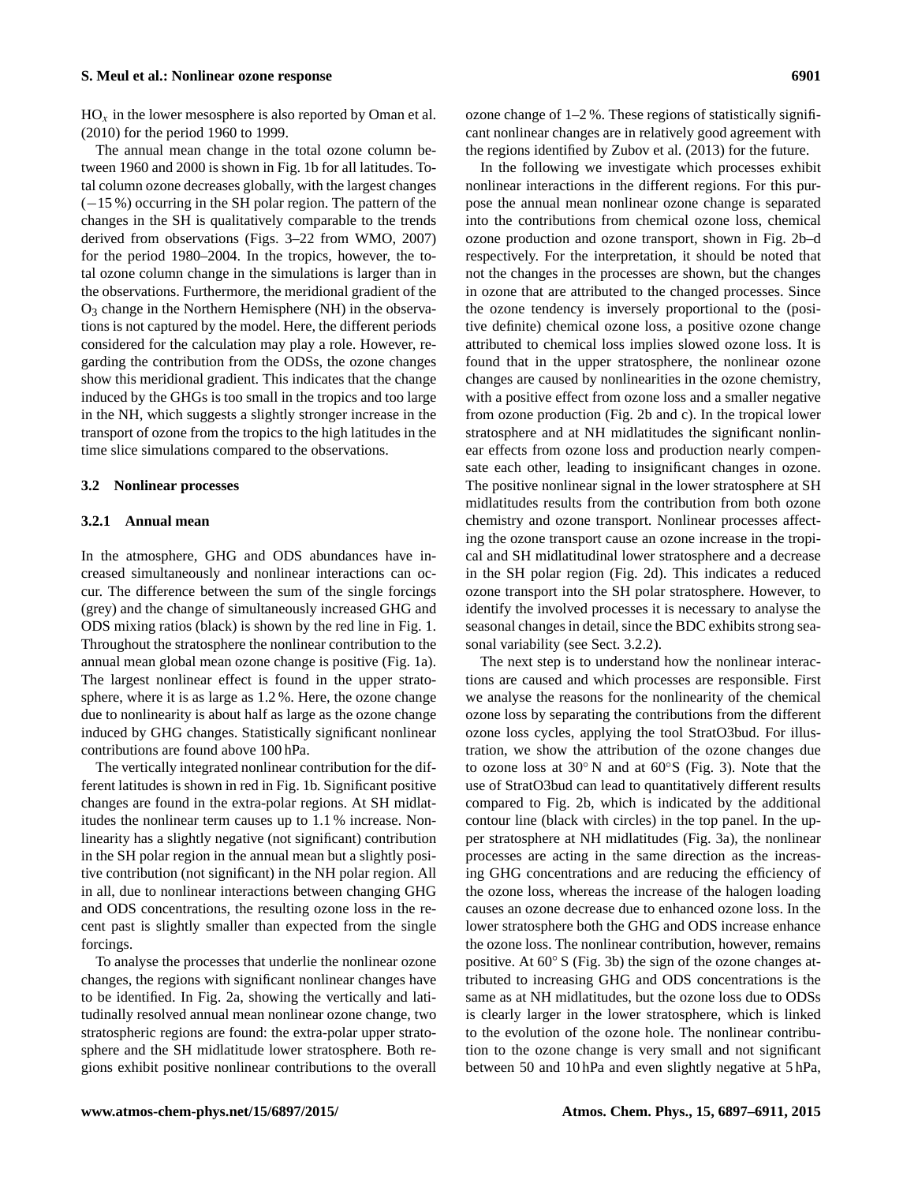$HO_x$ in the lower mesosphere is also reported by Oman et al. (2010) for the period 1960 to 1999.

The annual mean change in the total ozone column between 1960 and 2000 is shown in Fig. 1b for all latitudes. Total column ozone decreases globally, with the largest changes (−15 %) occurring in the SH polar region. The pattern of the changes in the SH is qualitatively comparable to the trends derived from observations (Figs. 3–22 from WMO, 2007) for the period 1980–2004. In the tropics, however, the total ozone column change in the simulations is larger than in the observations. Furthermore, the meridional gradient of the $O_3$ change in the Northern Hemisphere (NH) in the observations is not captured by the model. Here, the different periods considered for the calculation may play a role. However, regarding the contribution from the ODSs, the ozone changes show this meridional gradient. This indicates that the change induced by the GHGs is too small in the tropics and too large in the NH, which suggests a slightly stronger increase in the transport of ozone from the tropics to the high latitudes in the time slice simulations compared to the observations.

### 3.2 Nonlinear processes

#### 3.2.1 Annual mean

In the atmosphere, GHG and ODS abundances have increased simultaneously and nonlinear interactions can occur. The difference between the sum of the single forcings (grey) and the change of simultaneously increased GHG and ODS mixing ratios (black) is shown by the red line in Fig. 1. Throughout the stratosphere the nonlinear contribution to the annual mean global mean ozone change is positive (Fig. 1a). The largest nonlinear effect is found in the upper stratosphere, where it is as large as 1.2 %. Here, the ozone change due to nonlinearity is about half as large as the ozone change induced by GHG changes. Statistically significant nonlinear contributions are found above 100 hPa.

The vertically integrated nonlinear contribution for the different latitudes is shown in red in Fig. 1b. Significant positive changes are found in the extra-polar regions. At SH midlatitudes the nonlinear term causes up to 1.1 % increase. Nonlinearity has a slightly negative (not significant) contribution in the SH polar region in the annual mean but a slightly positive contribution (not significant) in the NH polar region. All in all, due to nonlinear interactions between changing GHG and ODS concentrations, the resulting ozone loss in the recent past is slightly smaller than expected from the single forcings.

To analyse the processes that underlie the nonlinear ozone changes, the regions with significant nonlinear changes have to be identified. In Fig. 2a, showing the vertically and latitudinally resolved annual mean nonlinear ozone change, two stratospheric regions are found: the extra-polar upper stratosphere and the SH midlatitude lower stratosphere. Both regions exhibit positive nonlinear contributions to the overall ozone change of 1–2 %. These regions of statistically significant nonlinear changes are in relatively good agreement with the regions identified by Zubov et al. (2013) for the future.

In the following we investigate which processes exhibit nonlinear interactions in the different regions. For this purpose the annual mean nonlinear ozone change is separated into the contributions from chemical ozone loss, chemical ozone production and ozone transport, shown in Fig. 2b–d respectively. For the interpretation, it should be noted that not the changes in the processes are shown, but the changes in ozone that are attributed to the changed processes. Since the ozone tendency is inversely proportional to the (positive definite) chemical ozone loss, a positive ozone change attributed to chemical loss implies slowed ozone loss. It is found that in the upper stratosphere, the nonlinear ozone changes are caused by nonlinearities in the ozone chemistry, with a positive effect from ozone loss and a smaller negative from ozone production (Fig. 2b and c). In the tropical lower stratosphere and at NH midlatitudes the significant nonlinear effects from ozone loss and production nearly compensate each other, leading to insignificant changes in ozone. The positive nonlinear signal in the lower stratosphere at SH midlatitudes results from the contribution from both ozone chemistry and ozone transport. Nonlinear processes affecting the ozone transport cause an ozone increase in the tropical and SH midlatitudinal lower stratosphere and a decrease in the SH polar region (Fig. 2d). This indicates a reduced ozone transport into the SH polar stratosphere. However, to identify the involved processes it is necessary to analyse the seasonal changes in detail, since the BDC exhibits strong seasonal variability (see Sect. 3.2.2).

The next step is to understand how the nonlinear interactions are caused and which processes are responsible. First we analyse the reasons for the nonlinearity of the chemical ozone loss by separating the contributions from the different ozone loss cycles, applying the tool StratO3bud. For illustration, we show the attribution of the ozone changes due to ozone loss at 30° N and at 60° S (Fig. 3). Note that the use of StratO3bud can lead to quantitatively different results compared to Fig. 2b, which is indicated by the additional contour line (black with circles) in the top panel. In the upper stratosphere at NH midlatitudes (Fig. 3a), the nonlinear processes are acting in the same direction as the increasing GHG concentrations and are reducing the efficiency of the ozone loss, whereas the increase of the halogen loading causes an ozone decrease due to enhanced ozone loss. In the lower stratosphere both the GHG and ODS increase enhance the ozone loss. The nonlinear contribution, however, remains positive. At 60° S (Fig. 3b) the sign of the ozone changes attributed to increasing GHG and ODS concentrations is the same as at NH midlatitudes, but the ozone loss due to ODSs is clearly larger in the lower stratosphere, which is linked to the evolution of the ozone hole. The nonlinear contribution to the ozone change is very small and not significant between 50 and 10 hPa and even slightly negative at 5 hPa,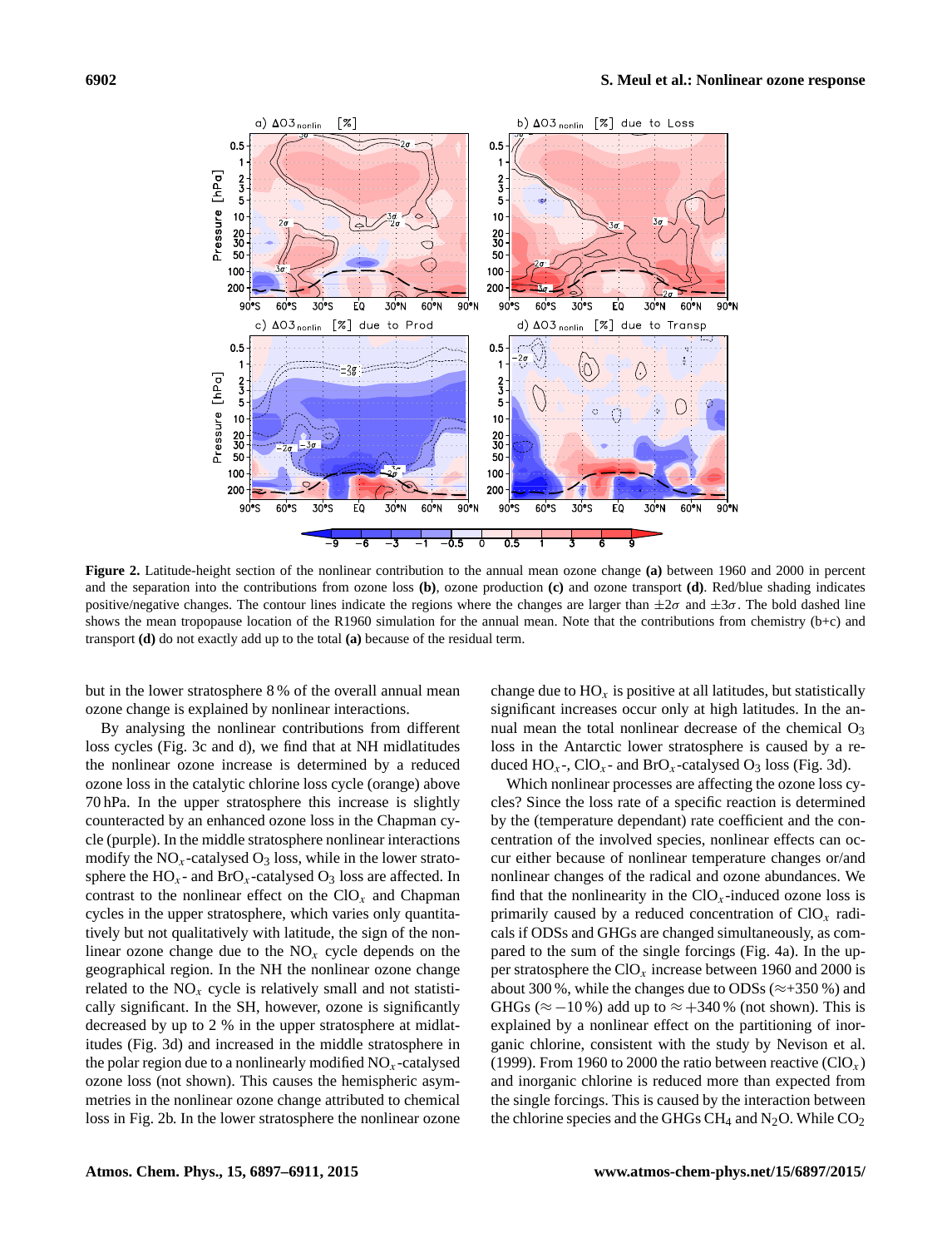**Figure 2.** Latitude-height section of the nonlinear contribution to the annual mean ozone change **(a)** between 1960 and 2000 in percent and the separation into the contributions from ozone loss **(b)**, ozone production **(c)** and ozone transport **(d)**. Red/blue shading indicates positive/negative changes. The contour lines indicate the regions where the changes are larger than $\pm 2\sigma$ and $\pm 3\sigma$. The bold dashed line shows the mean tropopause location of the R1960 simulation for the annual mean. Note that the contributions from chemistry (b+c) and transport **(d)** do not exactly add up to the total **(a)** because of the residual term.

but in the lower stratosphere 8 % of the overall annual mean ozone change is explained by nonlinear interactions.

By analysing the nonlinear contributions from different loss cycles (Fig. 3c and d), we find that at NH midlatitudes the nonlinear ozone increase is determined by a reduced ozone loss in the catalytic chlorine loss cycle (orange) above 70 hPa. In the upper stratosphere this increase is slightly counteracted by an enhanced ozone loss in the Chapman cycle (purple). In the middle stratosphere nonlinear interactions modify the $NO_x$-catalysed $O_3$ loss, while in the lower stratosphere the $HO_x$- and $BrO_x$-catalysed $O_3$ loss are affected. In contrast to the nonlinear effect on the $ClO_x$ and Chapman cycles in the upper stratosphere, which varies only quantitatively but not qualitatively with latitude, the sign of the nonlinear ozone change due to the $NO_x$ cycle depends on the geographical region. In the NH the nonlinear ozone change related to the $NO_x$ cycle is relatively small and not statistically significant. In the SH, however, ozone is significantly decreased by up to 2 % in the upper stratosphere at midlatitudes (Fig. 3d) and increased in the middle stratosphere in the polar region due to a nonlinearly modified $NO_x$-catalysed ozone loss (not shown). This causes the hemispheric asymmetries in the nonlinear ozone change attributed to chemical loss in Fig. 2b. In the lower stratosphere the nonlinear ozone change due to $HO_x$ is positive at all latitudes, but statistically significant increases occur only at high latitudes. In the annual mean the total nonlinear decrease of the chemical $O_3$ loss in the Antarctic lower stratosphere is caused by a reduced $HO_x$-, $ClO_x$- and $BrO_x$-catalysed $O_3$ loss (Fig. 3d).

Which nonlinear processes are affecting the ozone loss cycles? Since the loss rate of a specific reaction is determined by the (temperature dependant) rate coefficient and the concentration of the involved species, nonlinear effects can occur either because of nonlinear temperature changes or/and nonlinear changes of the radical and ozone abundances. We find that the nonlinearity in the $ClO_x$-induced ozone loss is primarily caused by a reduced concentration of $ClO_x$ radicals if ODSs and GHGs are changed simultaneously, as compared to the sum of the single forcings (Fig. 4a). In the upper stratosphere the $ClO_x$ increase between 1960 and 2000 is about 300 %, while the changes due to ODSs ($\approx$+350 %) and GHGs ($\approx -10$ %) add up to $\approx +340$ % (not shown). This is explained by a nonlinear effect on the partitioning of inorganic chlorine, consistent with the study by Nevison et al. (1999). From 1960 to 2000 the ratio between reactive ($ClO_x$) and inorganic chlorine is reduced more than expected from the single forcings. This is caused by the interaction between the chlorine species and the GHGs $CH_4$ and $N_2O$. While $CO_2$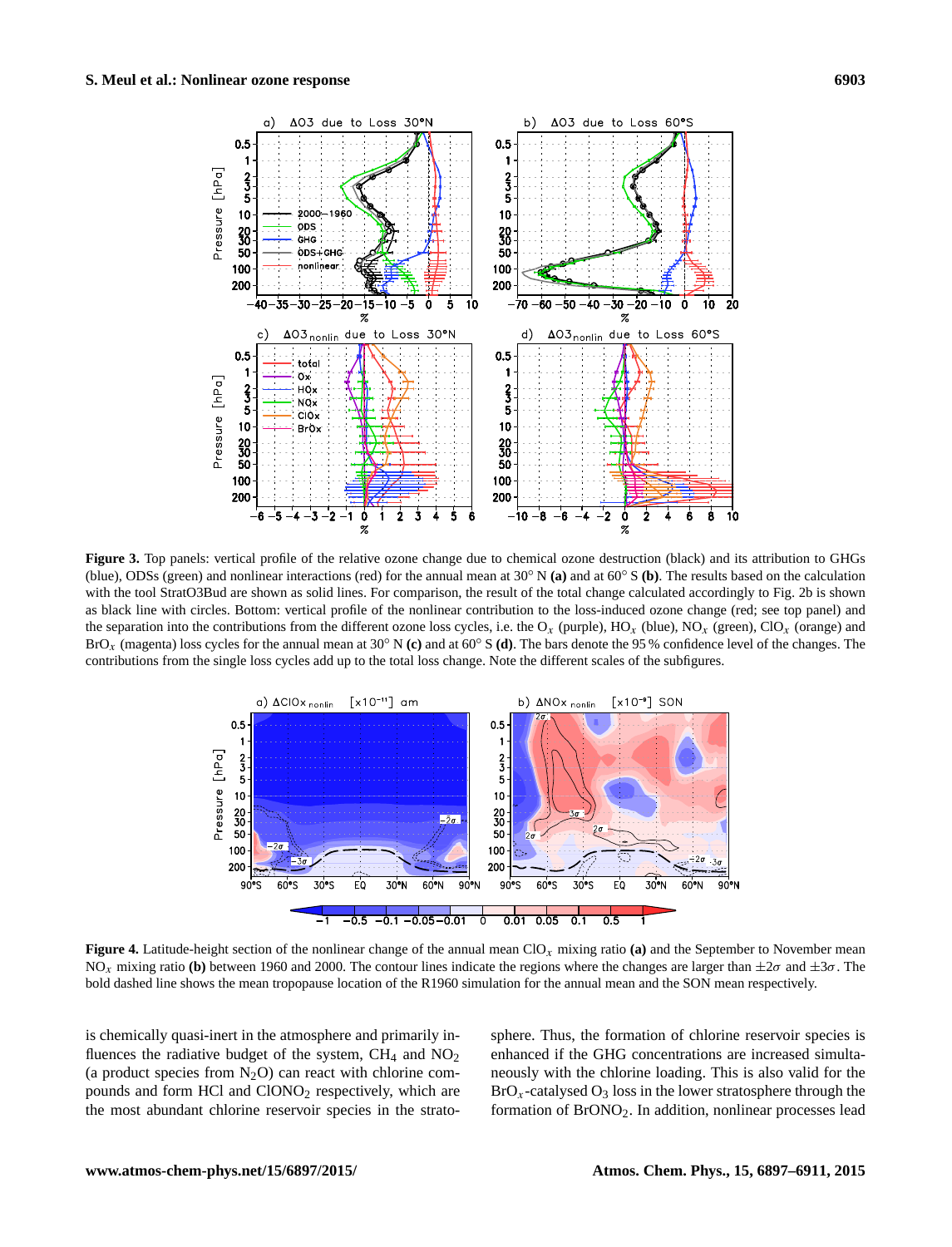**Figure 3.** Top panels: vertical profile of the relative ozone change due to chemical ozone destruction (black) and its attribution to GHGs (blue), ODSs (green) and nonlinear interactions (red) for the annual mean at 30° N **(a)** and at 60° S **(b)**. The results based on the calculation with the tool StratO3Bud are shown as solid lines. For comparison, the result of the total change calculated accordingly to Fig. 2b is shown as black line with circles. Bottom: vertical profile of the nonlinear contribution to the loss-induced ozone change (red; see top panel) and the separation into the contributions from the different ozone loss cycles, i.e. the $O_x$ (purple), $HO_x$ (blue), $NO_x$ (green), $ClO_x$ (orange) and $BrO_x$ (magenta) loss cycles for the annual mean at 30° N **(c)** and at 60° S **(d)**. The bars denote the 95 % confidence level of the changes. The contributions from the single loss cycles add up to the total loss change. Note the different scales of the subfigures.

**Figure 4.** Latitude-height section of the nonlinear change of the annual mean $ClO_x$ mixing ratio **(a)** and the September to November mean $NO_x$ mixing ratio **(b)** between 1960 and 2000. The contour lines indicate the regions where the changes are larger than $\pm 2\sigma$ and $\pm 3\sigma$. The bold dashed line shows the mean tropopause location of the R1960 simulation for the annual mean and the SON mean respectively.

is chemically quasi-inert in the atmosphere and primarily influences the radiative budget of the system, $CH_4$ and $NO_2$ (a product species from $N_2O$) can react with chlorine compounds and form HCl and $ClONO_2$ respectively, which are the most abundant chlorine reservoir species in the stratosphere. Thus, the formation of chlorine reservoir species is enhanced if the GHG concentrations are increased simultaneously with the chlorine loading. This is also valid for the $BrO_x$-catalysed $O_3$ loss in the lower stratosphere through the formation of $BrONO_2$. In addition, nonlinear processes lead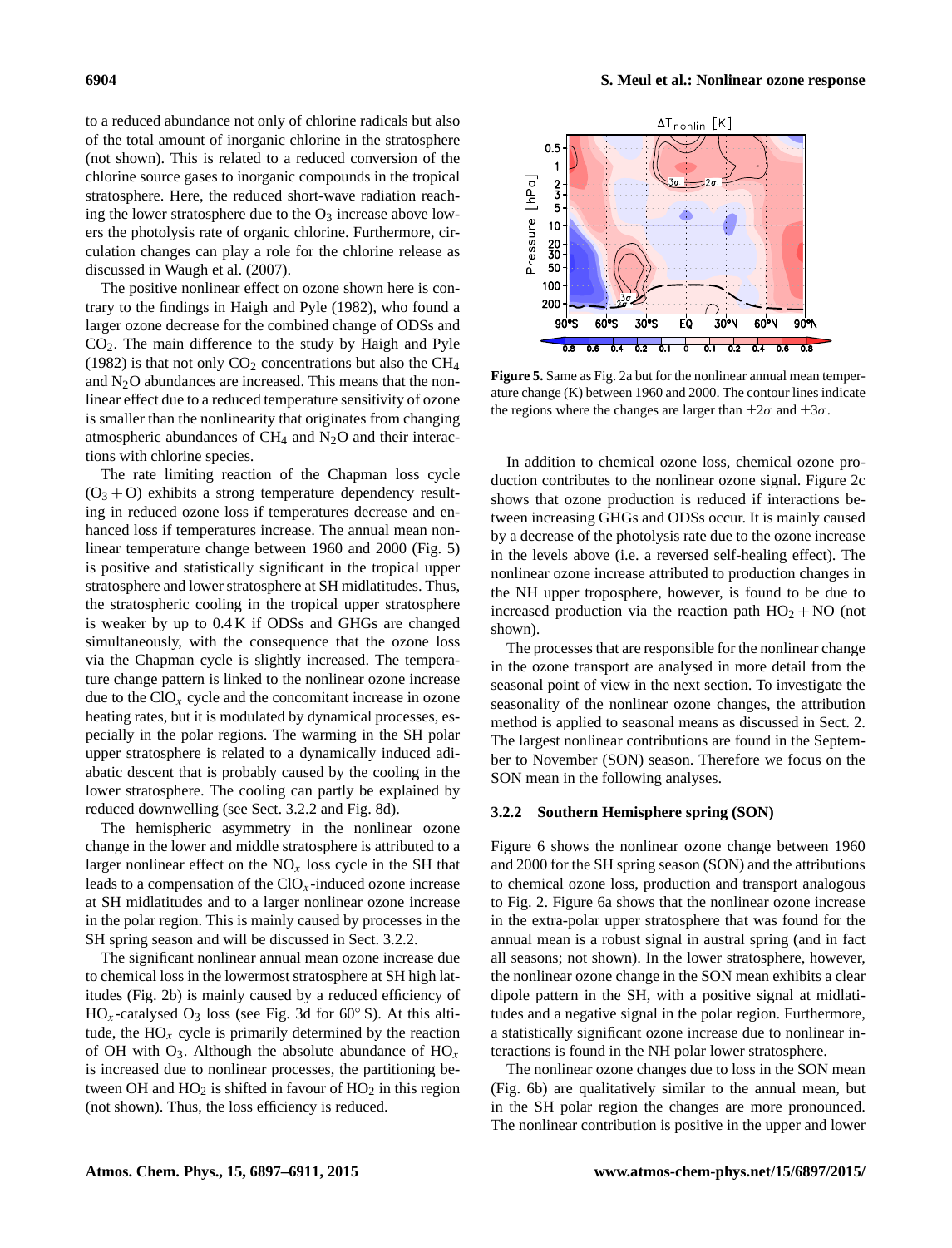to a reduced abundance not only of chlorine radicals but also of the total amount of inorganic chlorine in the stratosphere (not shown). This is related to a reduced conversion of the chlorine source gases to inorganic compounds in the tropical stratosphere. Here, the reduced short-wave radiation reaching the lower stratosphere due to the $O_3$ increase above lowers the photolysis rate of organic chlorine. Furthermore, circulation changes can play a role for the chlorine release as discussed in Waugh et al. (2007).

The positive nonlinear effect on ozone shown here is contrary to the findings in Haigh and Pyle (1982), who found a larger ozone decrease for the combined change of ODSs and $CO_2$. The main difference to the study by Haigh and Pyle (1982) is that not only $CO_2$ concentrations but also the $CH_4$ and $N_2O$ abundances are increased. This means that the nonlinear effect due to a reduced temperature sensitivity of ozone is smaller than the nonlinearity that originates from changing atmospheric abundances of $CH_4$ and $N_2O$ and their interactions with chlorine species.

The rate limiting reaction of the Chapman loss cycle ($O_3 + O$) exhibits a strong temperature dependency resulting in reduced ozone loss if temperatures decrease and enhanced loss if temperatures increase. The annual mean nonlinear temperature change between 1960 and 2000 (Fig. 5) is positive and statistically significant in the tropical upper stratosphere and lower stratosphere at SH midlatitudes. Thus, the stratospheric cooling in the tropical upper stratosphere is weaker by up to 0.4 K if ODSs and GHGs are changed simultaneously, with the consequence that the ozone loss via the Chapman cycle is slightly increased. The temperature change pattern is linked to the nonlinear ozone increase due to the $ClO_x$ cycle and the concomitant increase in ozone heating rates, but it is modulated by dynamical processes, especially in the polar regions. The warming in the SH polar upper stratosphere is related to a dynamically induced adiabatic descent that is probably caused by the cooling in the lower stratosphere. The cooling can partly be explained by reduced downwelling (see Sect. 3.2.2 and Fig. 8d).

The hemispheric asymmetry in the nonlinear ozone change in the lower and middle stratosphere is attributed to a larger nonlinear effect on the $NO_x$ loss cycle in the SH that leads to a compensation of the $ClO_x$-induced ozone increase at SH midlatitudes and to a larger nonlinear ozone increase in the polar region. This is mainly caused by processes in the SH spring season and will be discussed in Sect. 3.2.2.

The significant nonlinear annual mean ozone increase due to chemical loss in the lowermost stratosphere at SH high latitudes (Fig. 2b) is mainly caused by a reduced efficiency of $HO_x$-catalysed $O_3$ loss (see Fig. 3d for 60° S). At this altitude, the $HO_x$ cycle is primarily determined by the reaction of OH with $O_3$. Although the absolute abundance of $HO_x$ is increased due to nonlinear processes, the partitioning between OH and $HO_2$ is shifted in favour of $HO_2$ in this region (not shown). Thus, the loss efficiency is reduced.

**Figure 5.** Same as Fig. 2a but for the nonlinear annual mean temperature change (K) between 1960 and 2000. The contour lines indicate the regions where the changes are larger than $\pm 2\sigma$ and $\pm 3\sigma$.

In addition to chemical ozone loss, chemical ozone production contributes to the nonlinear ozone signal. Figure 2c shows that ozone production is reduced if interactions between increasing GHGs and ODSs occur. It is mainly caused by a decrease of the photolysis rate due to the ozone increase in the levels above (i.e. a reversed self-healing effect). The nonlinear ozone increase attributed to production changes in the NH upper troposphere, however, is found to be due to increased production via the reaction path $HO_2 + NO$ (not shown).

The processes that are responsible for the nonlinear change in the ozone transport are analysed in more detail from the seasonal point of view in the next section. To investigate the seasonality of the nonlinear ozone changes, the attribution method is applied to seasonal means as discussed in Sect. 2. The largest nonlinear contributions are found in the September to November (SON) season. Therefore we focus on the SON mean in the following analyses.

### 3.2.2 Southern Hemisphere spring (SON)

Figure 6 shows the nonlinear ozone change between 1960 and 2000 for the SH spring season (SON) and the attributions to chemical ozone loss, production and transport analogous to Fig. 2. Figure 6a shows that the nonlinear ozone increase in the extra-polar upper stratosphere that was found for the annual mean is a robust signal in austral spring (and in fact all seasons; not shown). In the lower stratosphere, however, the nonlinear ozone change in the SON mean exhibits a clear dipole pattern in the SH, with a positive signal at midlatitudes and a negative signal in the polar region. Furthermore, a statistically significant ozone increase due to nonlinear interactions is found in the NH polar lower stratosphere.

The nonlinear ozone changes due to loss in the SON mean (Fig. 6b) are qualitatively similar to the annual mean, but in the SH polar region the changes are more pronounced. The nonlinear contribution is positive in the upper and lower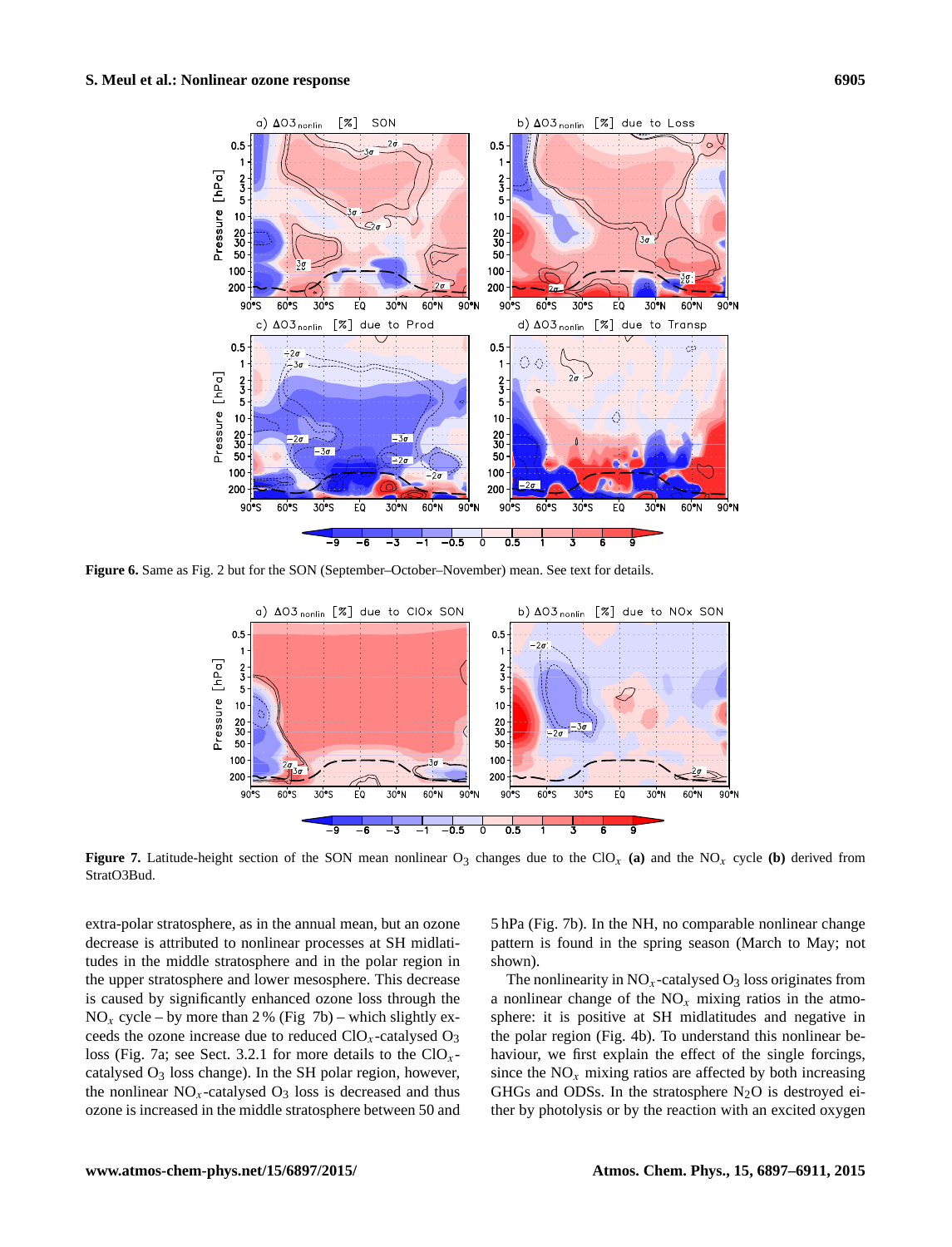**Figure 6.** Same as Fig. 2 but for the SON (September–October–November) mean. See text for details.

**Figure 7.** Latitude-height section of the SON mean nonlinear $O_3$ changes due to the $ClO_x$ **(a)** and the $NO_x$ cycle **(b)** derived from StratO3Bud.

extra-polar stratosphere, as in the annual mean, but an ozone decrease is attributed to nonlinear processes at SH midlatitudes in the middle stratosphere and in the polar region in the upper stratosphere and lower mesosphere. This decrease is caused by significantly enhanced ozone loss through the $NO_x$ cycle – by more than 2 % (Fig 7b) – which slightly exceeds the ozone increase due to reduced $ClO_x$-catalysed $O_3$ loss (Fig. 7a; see Sect. 3.2.1 for more details to the $ClO_x$-catalysed $O_3$ loss change). In the SH polar region, however, the nonlinear $NO_x$-catalysed $O_3$ loss is decreased and thus ozone is increased in the middle stratosphere between 50 and 5 hPa (Fig. 7b). In the NH, no comparable nonlinear change pattern is found in the spring season (March to May; not shown).

The nonlinearity in $NO_x$-catalysed $O_3$ loss originates from a nonlinear change of the $NO_x$ mixing ratios in the atmosphere: it is positive at SH midlatitudes and negative in the polar region (Fig. 4b). To understand this nonlinear behaviour, we first explain the effect of the single forcings, since the $NO_x$ mixing ratios are affected by both increasing GHGs and ODSs. In the stratosphere $N_2O$ is destroyed either by photolysis or by the reaction with an excited oxygen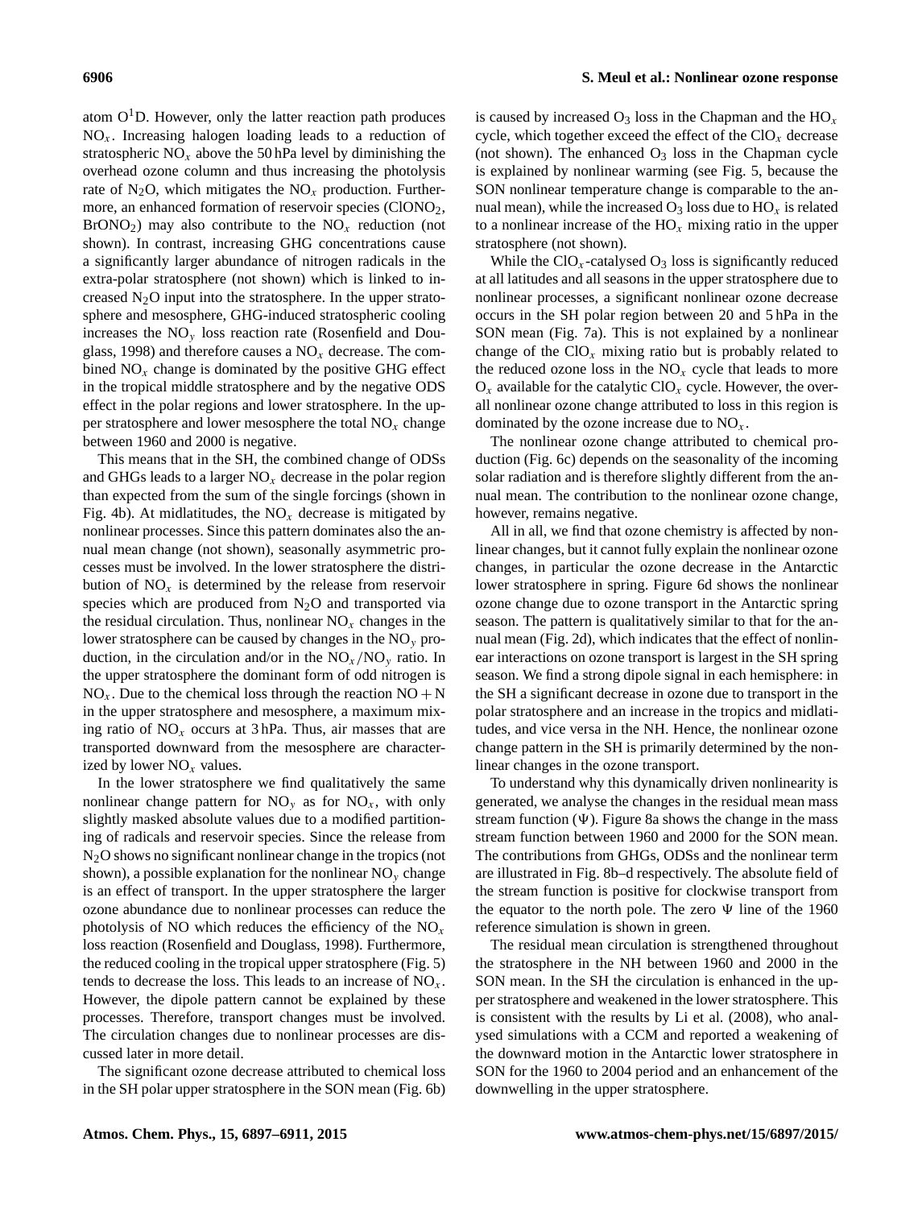atom $O^1D$. However, only the latter reaction path produces $NO_x$. Increasing halogen loading leads to a reduction of stratospheric $NO_x$ above the 50 hPa level by diminishing the overhead ozone column and thus increasing the photolysis rate of $N_2O$, which mitigates the $NO_x$ production. Furthermore, an enhanced formation of reservoir species ($ClONO_2$, $BrONO_2$) may also contribute to the $NO_x$ reduction (not shown). In contrast, increasing GHG concentrations cause a significantly larger abundance of nitrogen radicals in the extra-polar stratosphere (not shown) which is linked to increased $N_2O$ input into the stratosphere. In the upper stratosphere and mesosphere, GHG-induced stratospheric cooling increases the $NO_y$ loss reaction rate (Rosenfield and Douglass, 1998) and therefore causes a $NO_x$ decrease. The combined $NO_x$ change is dominated by the positive GHG effect in the tropical middle stratosphere and by the negative ODS effect in the polar regions and lower stratosphere. In the upper stratosphere and lower mesosphere the total $NO_x$ change between 1960 and 2000 is negative.

This means that in the SH, the combined change of ODSs and GHGs leads to a larger $NO_x$ decrease in the polar region than expected from the sum of the single forcings (shown in Fig. 4b). At midlatitudes, the $NO_x$ decrease is mitigated by nonlinear processes. Since this pattern dominates also the annual mean change (not shown), seasonally asymmetric processes must be involved. In the lower stratosphere the distribution of $NO_x$ is determined by the release from reservoir species which are produced from $N_2O$ and transported via the residual circulation. Thus, nonlinear $NO_x$ changes in the lower stratosphere can be caused by changes in the $NO_y$ production, in the circulation and/or in the $NO_x/NO_y$ ratio. In the upper stratosphere the dominant form of odd nitrogen is $NO_x$. Due to the chemical loss through the reaction $NO + N$ in the upper stratosphere and mesosphere, a maximum mixing ratio of $NO_x$ occurs at 3 hPa. Thus, air masses that are transported downward from the mesosphere are characterized by lower $NO_x$ values.

In the lower stratosphere we find qualitatively the same nonlinear change pattern for $NO_y$ as for $NO_x$, with only slightly masked absolute values due to a modified partitioning of radicals and reservoir species. Since the release from $N_2O$ shows no significant nonlinear change in the tropics (not shown), a possible explanation for the nonlinear $NO_y$ change is an effect of transport. In the upper stratosphere the larger ozone abundance due to nonlinear processes can reduce the photolysis of NO which reduces the efficiency of the $NO_x$ loss reaction (Rosenfield and Douglass, 1998). Furthermore, the reduced cooling in the tropical upper stratosphere (Fig. 5) tends to decrease the loss. This leads to an increase of $NO_x$. However, the dipole pattern cannot be explained by these processes. Therefore, transport changes must be involved. The circulation changes due to nonlinear processes are discussed later in more detail.

The significant ozone decrease attributed to chemical loss in the SH polar upper stratosphere in the SON mean (Fig. 6b) is caused by increased $O_3$ loss in the Chapman and the $HO_x$ cycle, which together exceed the effect of the $ClO_x$ decrease (not shown). The enhanced $O_3$ loss in the Chapman cycle is explained by nonlinear warming (see Fig. 5, because the SON nonlinear temperature change is comparable to the annual mean), while the increased $O_3$ loss due to $HO_x$ is related to a nonlinear increase of the $HO_x$ mixing ratio in the upper stratosphere (not shown).

While the $ClO_x$-catalysed $O_3$ loss is significantly reduced at all latitudes and all seasons in the upper stratosphere due to nonlinear processes, a significant nonlinear ozone decrease occurs in the SH polar region between 20 and 5 hPa in the SON mean (Fig. 7a). This is not explained by a nonlinear change of the $ClO_x$ mixing ratio but is probably related to the reduced ozone loss in the $NO_x$ cycle that leads to more $O_x$ available for the catalytic $ClO_x$ cycle. However, the overall nonlinear ozone change attributed to loss in this region is dominated by the ozone increase due to $NO_x$.

The nonlinear ozone change attributed to chemical production (Fig. 6c) depends on the seasonality of the incoming solar radiation and is therefore slightly different from the annual mean. The contribution to the nonlinear ozone change, however, remains negative.

All in all, we find that ozone chemistry is affected by nonlinear changes, but it cannot fully explain the nonlinear ozone changes, in particular the ozone decrease in the Antarctic lower stratosphere in spring. Figure 6d shows the nonlinear ozone change due to ozone transport in the Antarctic spring season. The pattern is qualitatively similar to that for the annual mean (Fig. 2d), which indicates that the effect of nonlinear interactions on ozone transport is largest in the SH spring season. We find a strong dipole signal in each hemisphere: in the SH a significant decrease in ozone due to transport in the polar stratosphere and an increase in the tropics and midlatitudes, and vice versa in the NH. Hence, the nonlinear ozone change pattern in the SH is primarily determined by the nonlinear changes in the ozone transport.

To understand why this dynamically driven nonlinearity is generated, we analyse the changes in the residual mean mass stream function ($\Psi$). Figure 8a shows the change in the mass stream function between 1960 and 2000 for the SON mean. The contributions from GHGs, ODSs and the nonlinear term are illustrated in Fig. 8b–d respectively. The absolute field of the stream function is positive for clockwise transport from the equator to the north pole. The zero $\Psi$ line of the 1960 reference simulation is shown in green.

The residual mean circulation is strengthened throughout the stratosphere in the NH between 1960 and 2000 in the SON mean. In the SH the circulation is enhanced in the upper stratosphere and weakened in the lower stratosphere. This is consistent with the results by Li et al. (2008), who analysed simulations with a CCM and reported a weakening of the downward motion in the Antarctic lower stratosphere in SON for the 1960 to 2004 period and an enhancement of the downwelling in the upper stratosphere.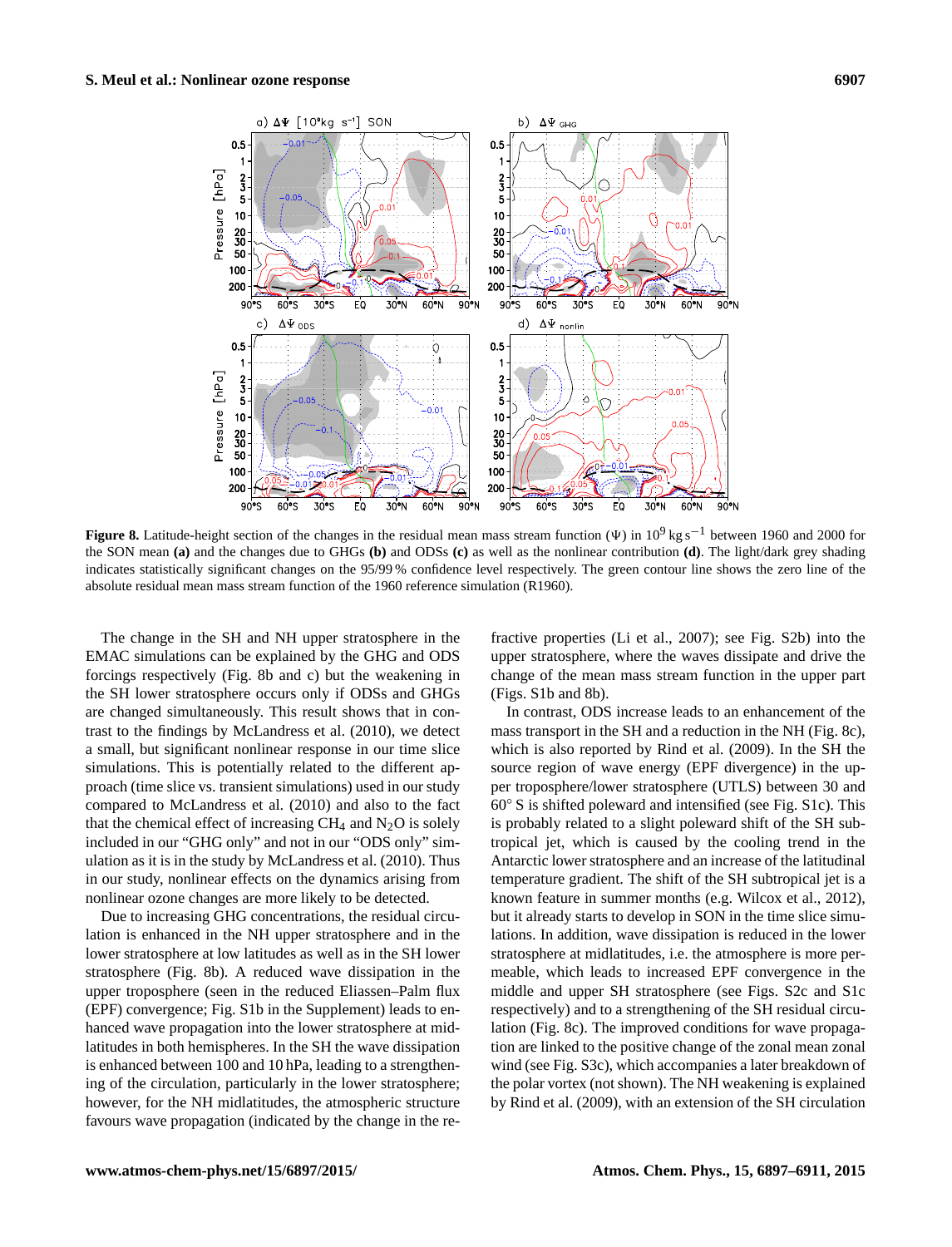**Figure 8.** Latitude-height section of the changes in the residual mean mass stream function ($\Psi$) in $10^9$ kg s$^{-1}$ between 1960 and 2000 for the SON mean **(a)** and the changes due to GHGs **(b)** and ODSs **(c)** as well as the nonlinear contribution **(d)**. The light/dark grey shading indicates statistically significant changes on the 95/99 % confidence level respectively. The green contour line shows the zero line of the absolute residual mean mass stream function of the 1960 reference simulation (R1960).

The change in the SH and NH upper stratosphere in the EMAC simulations can be explained by the GHG and ODS forcings respectively (Fig. 8b and c) but the weakening in the SH lower stratosphere occurs only if ODSs and GHGs are changed simultaneously. This result shows that in contrast to the findings by McLandress et al. (2010), we detect a small, but significant nonlinear response in our time slice simulations. This is potentially related to the different approach (time slice vs. transient simulations) used in our study compared to McLandress et al. (2010) and also to the fact that the chemical effect of increasing $CH_4$ and $N_2O$ is solely included in our "GHG only" and not in our "ODS only" simulation as it is in the study by McLandress et al. (2010). Thus in our study, nonlinear effects on the dynamics arising from nonlinear ozone changes are more likely to be detected.

Due to increasing GHG concentrations, the residual circulation is enhanced in the NH upper stratosphere and in the lower stratosphere at low latitudes as well as in the SH lower stratosphere (Fig. 8b). A reduced wave dissipation in the upper troposphere (seen in the reduced Eliassen–Palm flux (EPF) convergence; Fig. S1b in the Supplement) leads to enhanced wave propagation into the lower stratosphere at midlatitudes in both hemispheres. In the SH the wave dissipation is enhanced between 100 and 10 hPa, leading to a strengthening of the circulation, particularly in the lower stratosphere; however, for the NH midlatitudes, the atmospheric structure favours wave propagation (indicated by the change in the refractive properties (Li et al., 2007); see Fig. S2b) into the upper stratosphere, where the waves dissipate and drive the change of the mean mass stream function in the upper part (Figs. S1b and 8b).

In contrast, ODS increase leads to an enhancement of the mass transport in the SH and a reduction in the NH (Fig. 8c), which is also reported by Rind et al. (2009). In the SH the source region of wave energy (EPF divergence) in the upper troposphere/lower stratosphere (UTLS) between 30 and 60° S is shifted poleward and intensified (see Fig. S1c). This is probably related to a slight poleward shift of the SH subtropical jet, which is caused by the cooling trend in the Antarctic lower stratosphere and an increase of the latitudinal temperature gradient. The shift of the SH subtropical jet is a known feature in summer months (e.g. Wilcox et al., 2012), but it already starts to develop in SON in the time slice simulations. In addition, wave dissipation is reduced in the lower stratosphere at midlatitudes, i.e. the atmosphere is more permeable, which leads to increased EPF convergence in the middle and upper SH stratosphere (see Figs. S2c and S1c respectively) and to a strengthening of the SH residual circulation (Fig. 8c). The improved conditions for wave propagation are linked to the positive change of the zonal mean zonal wind (see Fig. S3c), which accompanies a later breakdown of the polar vortex (not shown). The NH weakening is explained by Rind et al. (2009), with an extension of the SH circulation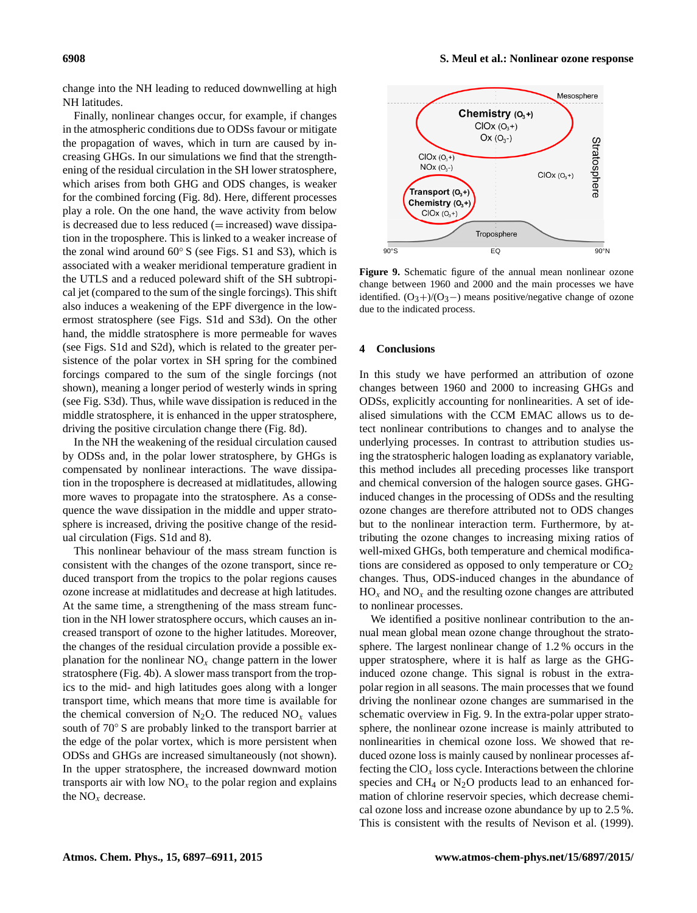change into the NH leading to reduced downwelling at high NH latitudes.

Finally, nonlinear changes occur, for example, if changes in the atmospheric conditions due to ODSs favour or mitigate the propagation of waves, which in turn are caused by increasing GHGs. In our simulations we find that the strengthening of the residual circulation in the SH lower stratosphere, which arises from both GHG and ODS changes, is weaker for the combined forcing (Fig. 8d). Here, different processes play a role. On the one hand, the wave activity from below is decreased due to less reduced (= increased) wave dissipation in the troposphere. This is linked to a weaker increase of the zonal wind around 60° S (see Figs. S1 and S3), which is associated with a weaker meridional temperature gradient in the UTLS and a reduced poleward shift of the SH subtropical jet (compared to the sum of the single forcings). This shift also induces a weakening of the EPF divergence in the lowermost stratosphere (see Figs. S1d and S3d). On the other hand, the middle stratosphere is more permeable for waves (see Figs. S1d and S2d), which is related to the greater persistence of the polar vortex in SH spring for the combined forcings compared to the sum of the single forcings (not shown), meaning a longer period of westerly winds in spring (see Fig. S3d). Thus, while wave dissipation is reduced in the middle stratosphere, it is enhanced in the upper stratosphere, driving the positive circulation change there (Fig. 8d).

In the NH the weakening of the residual circulation caused by ODSs and, in the polar lower stratosphere, by GHGs is compensated by nonlinear interactions. The wave dissipation in the troposphere is decreased at midlatitudes, allowing more waves to propagate into the stratosphere. As a consequence the wave dissipation in the middle and upper stratosphere is increased, driving the positive change of the residual circulation (Figs. S1d and 8).

This nonlinear behaviour of the mass stream function is consistent with the changes of the ozone transport, since reduced transport from the tropics to the polar regions causes ozone increase at midlatitudes and decrease at high latitudes. At the same time, a strengthening of the mass stream function in the NH lower stratosphere occurs, which causes an increased transport of ozone to the higher latitudes. Moreover, the changes of the residual circulation provide a possible explanation for the nonlinear $NO_x$ change pattern in the lower stratosphere (Fig. 4b). A slower mass transport from the tropics to the mid- and high latitudes goes along with a longer transport time, which means that more time is available for the chemical conversion of $N_2O$. The reduced $NO_x$ values south of 70° S are probably linked to the transport barrier at the edge of the polar vortex, which is more persistent when ODSs and GHGs are increased simultaneously (not shown). In the upper stratosphere, the increased downward motion transports air with low $NO_x$ to the polar region and explains the $NO_x$ decrease.

**Figure 9.** Schematic figure of the annual mean nonlinear ozone change between 1960 and 2000 and the main processes we have identified. ($O_3$+)/($O_3$−) means positive/negative change of ozone due to the indicated process.

## 4 Conclusions

In this study we have performed an attribution of ozone changes between 1960 and 2000 to increasing GHGs and ODSs, explicitly accounting for nonlinearities. A set of idealised simulations with the CCM EMAC allows us to detect nonlinear contributions to changes and to analyse the underlying processes. In contrast to attribution studies using the stratospheric halogen loading as explanatory variable, this method includes all preceding processes like transport and chemical conversion of the halogen source gases. GHG-induced changes in the processing of ODSs and the resulting ozone changes are therefore attributed not to ODS changes but to the nonlinear interaction term. Furthermore, by attributing the ozone changes to increasing mixing ratios of well-mixed GHGs, both temperature and chemical modifications are considered as opposed to only temperature or $CO_2$ changes. Thus, ODS-induced changes in the abundance of $HO_x$ and $NO_x$ and the resulting ozone changes are attributed to nonlinear processes.

We identified a positive nonlinear contribution to the annual mean global mean ozone change throughout the stratosphere. The largest nonlinear change of 1.2 % occurs in the upper stratosphere, where it is half as large as the GHG-induced ozone change. This signal is robust in the extra-polar region in all seasons. The main processes that we found driving the nonlinear ozone changes are summarised in the schematic overview in Fig. 9. In the extra-polar upper stratosphere, the nonlinear ozone increase is mainly attributed to nonlinearities in chemical ozone loss. We showed that reduced ozone loss is mainly caused by nonlinear processes affecting the $ClO_x$ loss cycle. Interactions between the chlorine species and $CH_4$ or $N_2O$ products lead to an enhanced formation of chlorine reservoir species, which decrease chemical ozone loss and increase ozone abundance by up to 2.5 %. This is consistent with the results of Nevison et al. (1999).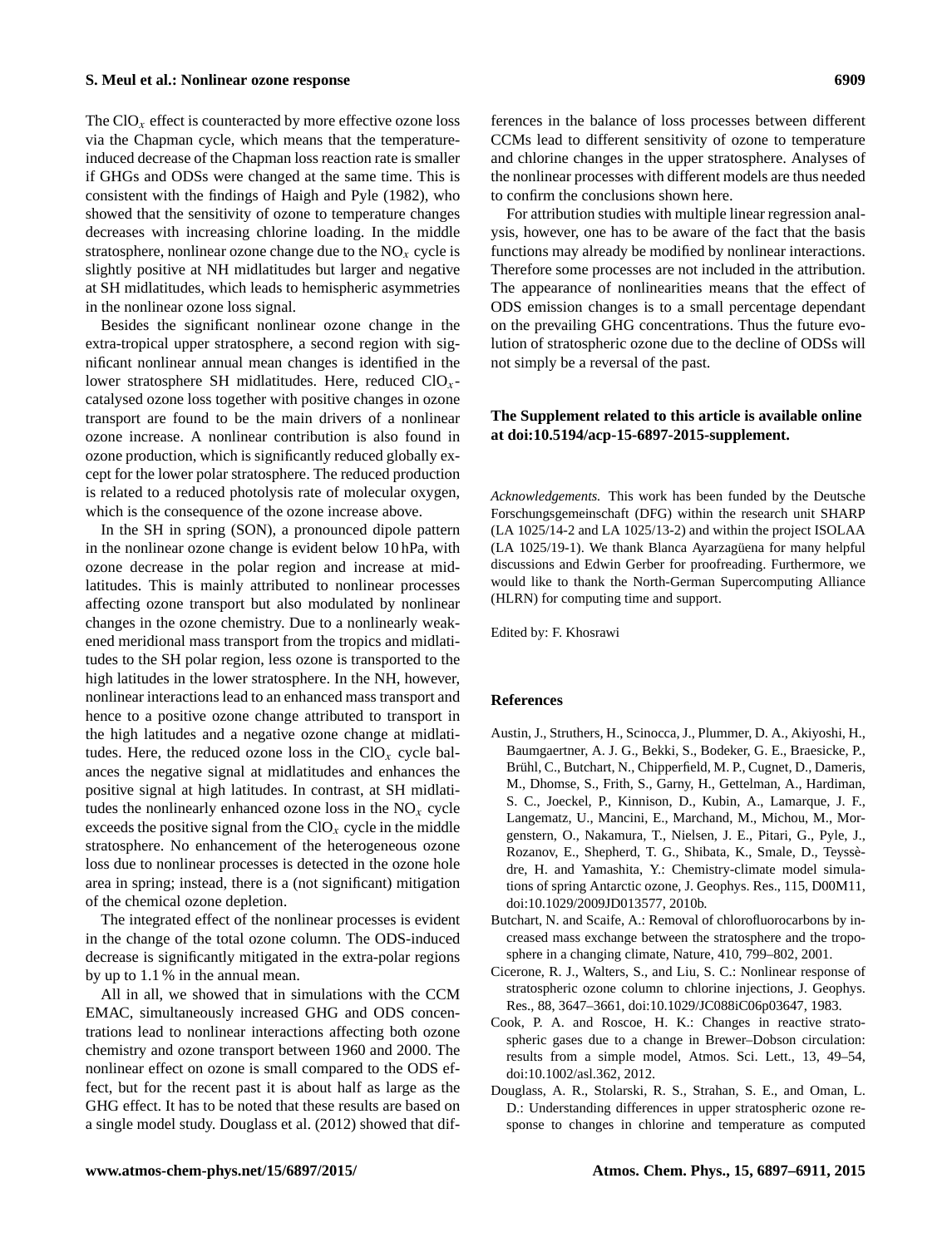The $ClO_x$ effect is counteracted by more effective ozone loss via the Chapman cycle, which means that the temperature-induced decrease of the Chapman loss reaction rate is smaller if GHGs and ODSs were changed at the same time. This is consistent with the findings of Haigh and Pyle (1982), who showed that the sensitivity of ozone to temperature changes decreases with increasing chlorine loading. In the middle stratosphere, nonlinear ozone change due to the $NO_x$ cycle is slightly positive at NH midlatitudes but larger and negative at SH midlatitudes, which leads to hemispheric asymmetries in the nonlinear ozone loss signal.

Besides the significant nonlinear ozone change in the extra-tropical upper stratosphere, a second region with significant nonlinear annual mean changes is identified in the lower stratosphere SH midlatitudes. Here, reduced $ClO_x$-catalysed ozone loss together with positive changes in ozone transport are found to be the main drivers of a nonlinear ozone increase. A nonlinear contribution is also found in ozone production, which is significantly reduced globally except for the lower polar stratosphere. The reduced production is related to a reduced photolysis rate of molecular oxygen, which is the consequence of the ozone increase above.

In the SH in spring (SON), a pronounced dipole pattern in the nonlinear ozone change is evident below 10 hPa, with ozone decrease in the polar region and increase at midlatitudes. This is mainly attributed to nonlinear processes affecting ozone transport but also modulated by nonlinear changes in the ozone chemistry. Due to a nonlinearly weakened meridional mass transport from the tropics and midlatitudes to the SH polar region, less ozone is transported to the high latitudes in the lower stratosphere. In the NH, however, nonlinear interactions lead to an enhanced mass transport and hence to a positive ozone change attributed to transport in the high latitudes and a negative ozone change at midlatitudes. Here, the reduced ozone loss in the $ClO_x$ cycle balances the negative signal at midlatitudes and enhances the positive signal at high latitudes. In contrast, at SH midlatitudes the nonlinearly enhanced ozone loss in the $NO_x$ cycle exceeds the positive signal from the $ClO_x$ cycle in the middle stratosphere. No enhancement of the heterogeneous ozone loss due to nonlinear processes is detected in the ozone hole area in spring; instead, there is a (not significant) mitigation of the chemical ozone depletion.

The integrated effect of the nonlinear processes is evident in the change of the total ozone column. The ODS-induced decrease is significantly mitigated in the extra-polar regions by up to 1.1 % in the annual mean.

All in all, we showed that in simulations with the CCM EMAC, simultaneously increased GHG and ODS concentrations lead to nonlinear interactions affecting both ozone chemistry and ozone transport between 1960 and 2000. The nonlinear effect on ozone is small compared to the ODS effect, but for the recent past it is about half as large as the GHG effect. It has to be noted that these results are based on a single model study. Douglass et al. (2012) showed that differences in the balance of loss processes between different CCMs lead to different sensitivity of ozone to temperature and chlorine changes in the upper stratosphere. Analyses of the nonlinear processes with different models are thus needed to confirm the conclusions shown here.

For attribution studies with multiple linear regression analysis, however, one has to be aware of the fact that the basis functions may already be modified by nonlinear interactions. Therefore some processes are not included in the attribution. The appearance of nonlinearities means that the effect of ODS emission changes is to a small percentage dependant on the prevailing GHG concentrations. Thus the future evolution of stratospheric ozone due to the decline of ODSs will not simply be a reversal of the past.

**The Supplement related to this article is available online at doi:10.5194/acp-15-6897-2015-supplement.**

*Acknowledgements.* This work has been funded by the Deutsche Forschungsgemeinschaft (DFG) within the research unit SHARP (LA 1025/14-2 and LA 1025/13-2) and within the project ISOLAA (LA 1025/19-1). We thank Blanca Ayarzagüena for many helpful discussions and Edwin Gerber for proofreading. Furthermore, we would like to thank the North-German Supercomputing Alliance (HLRN) for computing time and support.

Edited by: F. Khosrawi

## References

Austin, J., Struthers, H., Scinocca, J., Plummer, D. A., Akiyoshi, H., Baumgaertner, A. J. G., Bekki, S., Bodeker, G. E., Braesicke, P., Brühl, C., Butchart, N., Chipperfield, M. P., Cugnet, D., Dameris, M., Dhomse, S., Frith, S., Garny, H., Gettelman, A., Hardiman, S. C., Joeckel, P., Kinnison, D., Kubin, A., Lamarque, J. F., Langematz, U., Mancini, E., Marchand, M., Michou, M., Morgenstern, O., Nakamura, T., Nielsen, J. E., Pitari, G., Pyle, J., Rozanov, E., Shepherd, T. G., Shibata, K., Smale, D., Teyssèdre, H. and Yamashita, Y.: Chemistry-climate model simulations of spring Antarctic ozone, J. Geophys. Res., 115, D00M11, doi:10.1029/2009JD013577, 2010b.

Butchart, N. and Scaife, A.: Removal of chlorofluorocarbons by increased mass exchange between the stratosphere and the troposphere in a changing climate, Nature, 410, 799–802, 2001.

Cicerone, R. J., Walters, S., and Liu, S. C.: Nonlinear response of stratospheric ozone column to chlorine injections, J. Geophys. Res., 88, 3647–3661, doi:10.1029/JC088iC06p03647, 1983.

Cook, P. A. and Roscoe, H. K.: Changes in reactive stratospheric gases due to a change in Brewer–Dobson circulation: results from a simple model, Atmos. Sci. Lett., 13, 49–54, doi:10.1002/asl.362, 2012.

Douglass, A. R., Stolarski, R. S., Strahan, S. E., and Oman, L. D.: Understanding differences in upper stratospheric ozone response to changes in chlorine and temperature as computed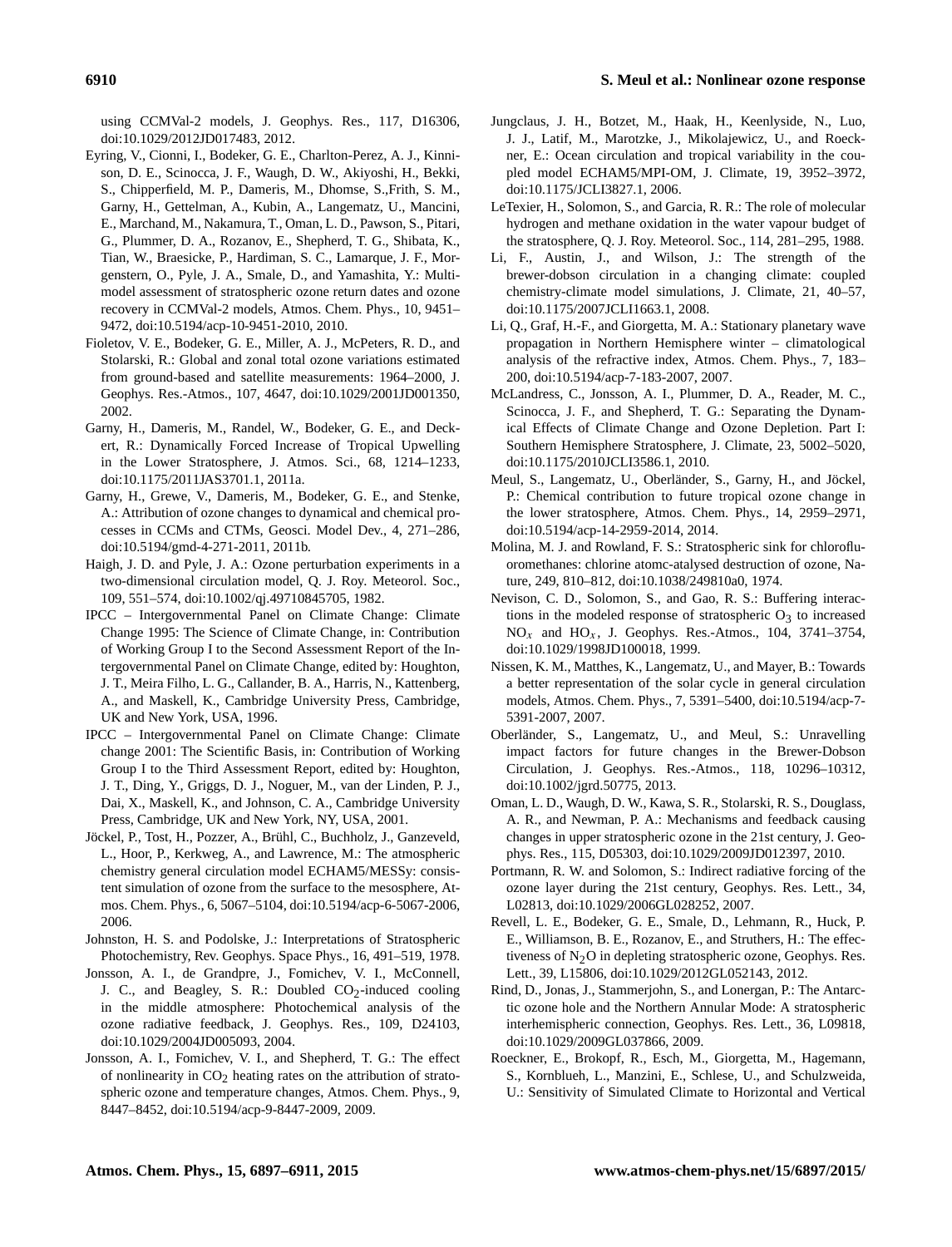using CCMVal-2 models, J. Geophys. Res., 117, D16306, doi:10.1029/2012JD017483, 2012.

Eyring, V., Cionni, I., Bodeker, G. E., Charlton-Perez, A. J., Kinnison, D. E., Scinocca, J. F., Waugh, D. W., Akiyoshi, H., Bekki, S., Chipperfield, M. P., Dameris, M., Dhomse, S.,Frith, S. M., Garny, H., Gettelman, A., Kubin, A., Langematz, U., Mancini, E., Marchand, M., Nakamura, T., Oman, L. D., Pawson, S., Pitari, G., Plummer, D. A., Rozanov, E., Shepherd, T. G., Shibata, K., Tian, W., Braesicke, P., Hardiman, S. C., Lamarque, J. F., Morgenstern, O., Pyle, J. A., Smale, D., and Yamashita, Y.: Multimodel assessment of stratospheric ozone return dates and ozone recovery in CCMVal-2 models, Atmos. Chem. Phys., 10, 9451–9472, doi:10.5194/acp-10-9451-2010, 2010.

Fioletov, V. E., Bodeker, G. E., Miller, A. J., McPeters, R. D., and Stolarski, R.: Global and zonal total ozone variations estimated from ground-based and satellite measurements: 1964–2000, J. Geophys. Res.-Atmos., 107, 4647, doi:10.1029/2001JD001350, 2002.

Garny, H., Dameris, M., Randel, W., Bodeker, G. E., and Deckert, R.: Dynamically Forced Increase of Tropical Upwelling in the Lower Stratosphere, J. Atmos. Sci., 68, 1214–1233, doi:10.1175/2011JAS3701.1, 2011a.

Garny, H., Grewe, V., Dameris, M., Bodeker, G. E., and Stenke, A.: Attribution of ozone changes to dynamical and chemical processes in CCMs and CTMs, Geosci. Model Dev., 4, 271–286, doi:10.5194/gmd-4-271-2011, 2011b.

Haigh, J. D. and Pyle, J. A.: Ozone perturbation experiments in a two-dimensional circulation model, Q. J. Roy. Meteorol. Soc., 109, 551–574, doi:10.1002/qj.49710845705, 1982.

IPCC – Intergovernmental Panel on Climate Change: Climate Change 1995: The Science of Climate Change, in: Contribution of Working Group I to the Second Assessment Report of the Intergovernmental Panel on Climate Change, edited by: Houghton, J. T., Meira Filho, L. G., Callander, B. A., Harris, N., Kattenberg, A., and Maskell, K., Cambridge University Press, Cambridge, UK and New York, USA, 1996.

IPCC – Intergovernmental Panel on Climate Change: Climate change 2001: The Scientific Basis, in: Contribution of Working Group I to the Third Assessment Report, edited by: Houghton, J. T., Ding, Y., Griggs, D. J., Noguer, M., van der Linden, P. J., Dai, X., Maskell, K., and Johnson, C. A., Cambridge University Press, Cambridge, UK and New York, NY, USA, 2001.

Jöckel, P., Tost, H., Pozzer, A., Brühl, C., Buchholz, J., Ganzeveld, L., Hoor, P., Kerkweg, A., and Lawrence, M.: The atmospheric chemistry general circulation model ECHAM5/MESSy: consistent simulation of ozone from the surface to the mesosphere, Atmos. Chem. Phys., 6, 5067–5104, doi:10.5194/acp-6-5067-2006, 2006.

Johnston, H. S. and Podolske, J.: Interpretations of Stratospheric Photochemistry, Rev. Geophys. Space Phys., 16, 491–519, 1978.

Jonsson, A. I., de Grandpre, J., Fomichev, V. I., McConnell, J. C., and Beagley, S. R.: Doubled $CO_2$-induced cooling in the middle atmosphere: Photochemical analysis of the ozone radiative feedback, J. Geophys. Res., 109, D24103, doi:10.1029/2004JD005093, 2004.

Jonsson, A. I., Fomichev, V. I., and Shepherd, T. G.: The effect of nonlinearity in $CO_2$ heating rates on the attribution of stratospheric ozone and temperature changes, Atmos. Chem. Phys., 9, 8447–8452, doi:10.5194/acp-9-8447-2009, 2009.

Jungclaus, J. H., Botzet, M., Haak, H., Keenlyside, N., Luo, J. J., Latif, M., Marotzke, J., Mikolajewicz, U., and Roeckner, E.: Ocean circulation and tropical variability in the coupled model ECHAM5/MPI-OM, J. Climate, 19, 3952–3972, doi:10.1175/JCLI3827.1, 2006.

LeTexier, H., Solomon, S., and Garcia, R. R.: The role of molecular hydrogen and methane oxidation in the water vapour budget of the stratosphere, Q. J. Roy. Meteorol. Soc., 114, 281–295, 1988.

Li, F., Austin, J., and Wilson, J.: The strength of the brewer-dobson circulation in a changing climate: coupled chemistry-climate model simulations, J. Climate, 21, 40–57, doi:10.1175/2007JCLI1663.1, 2008.

Li, Q., Graf, H.-F., and Giorgetta, M. A.: Stationary planetary wave propagation in Northern Hemisphere winter – climatological analysis of the refractive index, Atmos. Chem. Phys., 7, 183–200, doi:10.5194/acp-7-183-2007, 2007.

McLandress, C., Jonsson, A. I., Plummer, D. A., Reader, M. C., Scinocca, J. F., and Shepherd, T. G.: Separating the Dynamical Effects of Climate Change and Ozone Depletion. Part I: Southern Hemisphere Stratosphere, J. Climate, 23, 5002–5020, doi:10.1175/2010JCLI3586.1, 2010.

Meul, S., Langematz, U., Oberländer, S., Garny, H., and Jöckel, P.: Chemical contribution to future tropical ozone change in the lower stratosphere, Atmos. Chem. Phys., 14, 2959–2971, doi:10.5194/acp-14-2959-2014, 2014.

Molina, M. J. and Rowland, F. S.: Stratospheric sink for chlorofluoromethanes: chlorine atomc-atalysed destruction of ozone, Nature, 249, 810–812, doi:10.1038/249810a0, 1974.

Nevison, C. D., Solomon, S., and Gao, R. S.: Buffering interactions in the modeled response of stratospheric $O_3$ to increased $NO_x$ and $HO_x$, J. Geophys. Res.-Atmos., 104, 3741–3754, doi:10.1029/1998JD100018, 1999.

Nissen, K. M., Matthes, K., Langematz, U., and Mayer, B.: Towards a better representation of the solar cycle in general circulation models, Atmos. Chem. Phys., 7, 5391–5400, doi:10.5194/acp-7-5391-2007, 2007.

Oberländer, S., Langematz, U., and Meul, S.: Unravelling impact factors for future changes in the Brewer-Dobson Circulation, J. Geophys. Res.-Atmos., 118, 10296–10312, doi:10.1002/jgrd.50775, 2013.

Oman, L. D., Waugh, D. W., Kawa, S. R., Stolarski, R. S., Douglass, A. R., and Newman, P. A.: Mechanisms and feedback causing changes in upper stratospheric ozone in the 21st century, J. Geophys. Res., 115, D05303, doi:10.1029/2009JD012397, 2010.

Portmann, R. W. and Solomon, S.: Indirect radiative forcing of the ozone layer during the 21st century, Geophys. Res. Lett., 34, L02813, doi:10.1029/2006GL028252, 2007.

Revell, L. E., Bodeker, G. E., Smale, D., Lehmann, R., Huck, P. E., Williamson, B. E., Rozanov, E., and Struthers, H.: The effectiveness of $N_2O$ in depleting stratospheric ozone, Geophys. Res. Lett., 39, L15806, doi:10.1029/2012GL052143, 2012.

Rind, D., Jonas, J., Stammerjohn, S., and Lonergan, P.: The Antarctic ozone hole and the Northern Annular Mode: A stratospheric interhemispheric connection, Geophys. Res. Lett., 36, L09818, doi:10.1029/2009GL037866, 2009.

Roeckner, E., Brokopf, R., Esch, M., Giorgetta, M., Hagemann, S., Kornblueh, L., Manzini, E., Schlese, U., and Schulzweida, U.: Sensitivity of Simulated Climate to Horizontal and Vertical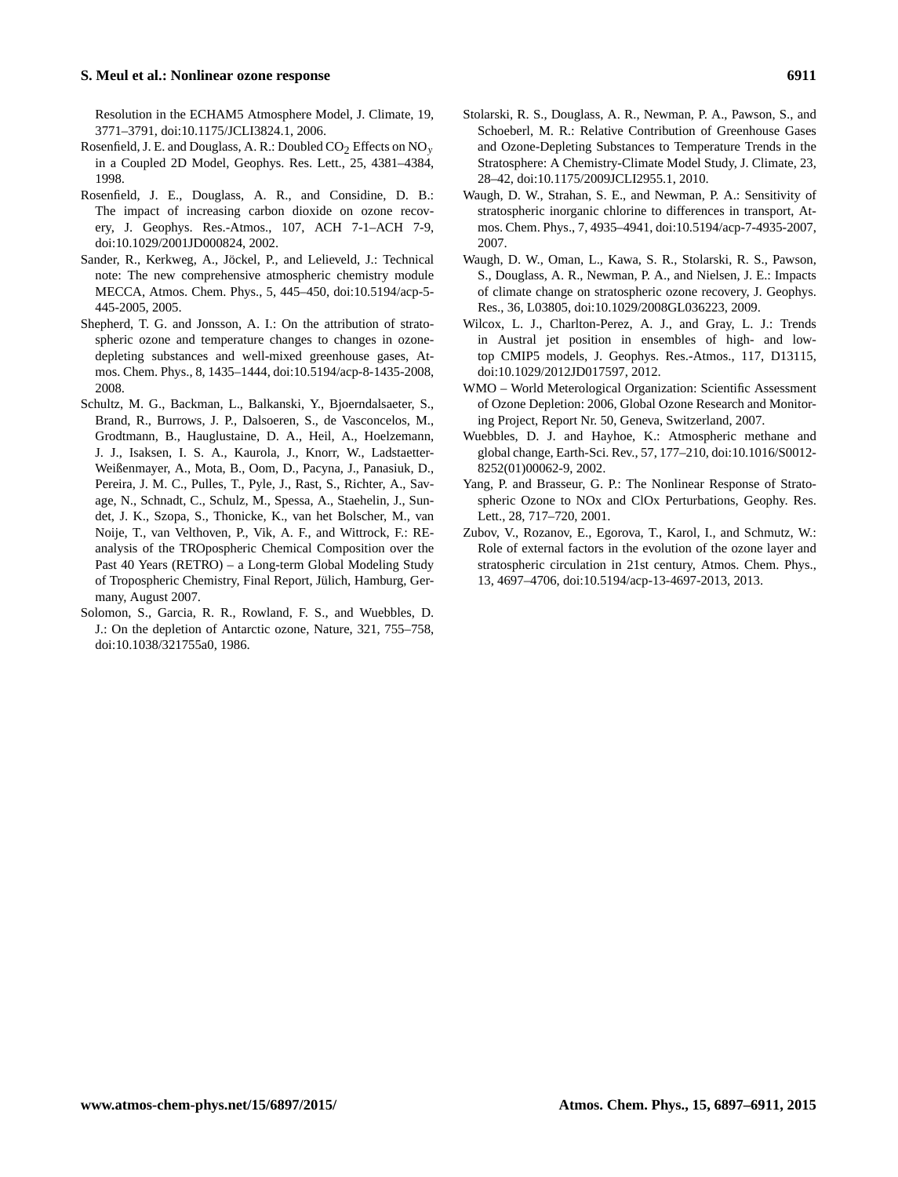Resolution in the ECHAM5 Atmosphere Model, J. Climate, 19, 3771–3791, doi:10.1175/JCLI3824.1, 2006.

Rosenfield, J. E. and Douglass, A. R.: Doubled $CO_2$ Effects on $NO_y$ in a Coupled 2D Model, Geophys. Res. Lett., 25, 4381–4384, 1998.

Rosenfield, J. E., Douglass, A. R., and Considine, D. B.: The impact of increasing carbon dioxide on ozone recovery, J. Geophys. Res.-Atmos., 107, ACH 7-1–ACH 7-9, doi:10.1029/2001JD000824, 2002.

Sander, R., Kerkweg, A., Jöckel, P., and Lelieveld, J.: Technical note: The new comprehensive atmospheric chemistry module MECCA, Atmos. Chem. Phys., 5, 445–450, doi:10.5194/acp-5-445-2005, 2005.

Shepherd, T. G. and Jonsson, A. I.: On the attribution of stratospheric ozone and temperature changes to changes in ozone-depleting substances and well-mixed greenhouse gases, Atmos. Chem. Phys., 8, 1435–1444, doi:10.5194/acp-8-1435-2008, 2008.

Schultz, M. G., Backman, L., Balkanski, Y., Bjoerndalsaeter, S., Brand, R., Burrows, J. P., Dalsoeren, S., de Vasconcelos, M., Grodtmann, B., Hauglustaine, D. A., Heil, A., Hoelzemann, J. J., Isaksen, I. S. A., Kaurola, J., Knorr, W., Ladstaetter-Weißenmayer, A., Mota, B., Oom, D., Pacyna, J., Panasiuk, D., Pereira, J. M. C., Pulles, T., Pyle, J., Rast, S., Richter, A., Savage, N., Schnadt, C., Schulz, M., Spessa, A., Staehelin, J., Sundet, J. K., Szopa, S., Thonicke, K., van het Bolscher, M., van Noije, T., van Velthoven, P., Vik, A. F., and Wittrock, F.: REanalysis of the TROpospheric Chemical Composition over the Past 40 Years (RETRO) – a Long-term Global Modeling Study of Tropospheric Chemistry, Final Report, Jülich, Hamburg, Germany, August 2007.

Solomon, S., Garcia, R. R., Rowland, F. S., and Wuebbles, D. J.: On the depletion of Antarctic ozone, Nature, 321, 755–758, doi:10.1038/321755a0, 1986.

Stolarski, R. S., Douglass, A. R., Newman, P. A., Pawson, S., and Schoeberl, M. R.: Relative Contribution of Greenhouse Gases and Ozone-Depleting Substances to Temperature Trends in the Stratosphere: A Chemistry-Climate Model Study, J. Climate, 23, 28–42, doi:10.1175/2009JCLI2955.1, 2010.

Waugh, D. W., Strahan, S. E., and Newman, P. A.: Sensitivity of stratospheric inorganic chlorine to differences in transport, Atmos. Chem. Phys., 7, 4935–4941, doi:10.5194/acp-7-4935-2007, 2007.

Waugh, D. W., Oman, L., Kawa, S. R., Stolarski, R. S., Pawson, S., Douglass, A. R., Newman, P. A., and Nielsen, J. E.: Impacts of climate change on stratospheric ozone recovery, J. Geophys. Res., 36, L03805, doi:10.1029/2008GL036223, 2009.

Wilcox, L. J., Charlton-Perez, A. J., and Gray, L. J.: Trends in Austral jet position in ensembles of high- and low-top CMIP5 models, J. Geophys. Res.-Atmos., 117, D13115, doi:10.1029/2012JD017597, 2012.

WMO – World Meterological Organization: Scientific Assessment of Ozone Depletion: 2006, Global Ozone Research and Monitoring Project, Report Nr. 50, Geneva, Switzerland, 2007.

Wuebbles, D. J. and Hayhoe, K.: Atmospheric methane and global change, Earth-Sci. Rev., 57, 177–210, doi:10.1016/S0012-8252(01)00062-9, 2002.

Yang, P. and Brasseur, G. P.: The Nonlinear Response of Stratospheric Ozone to NOx and ClOx Perturbations, Geophy. Res. Lett., 28, 717–720, 2001.

Zubov, V., Rozanov, E., Egorova, T., Karol, I., and Schmutz, W.: Role of external factors in the evolution of the ozone layer and stratospheric circulation in 21st century, Atmos. Chem. Phys., 13, 4697–4706, doi:10.5194/acp-13-4697-2013, 2013.